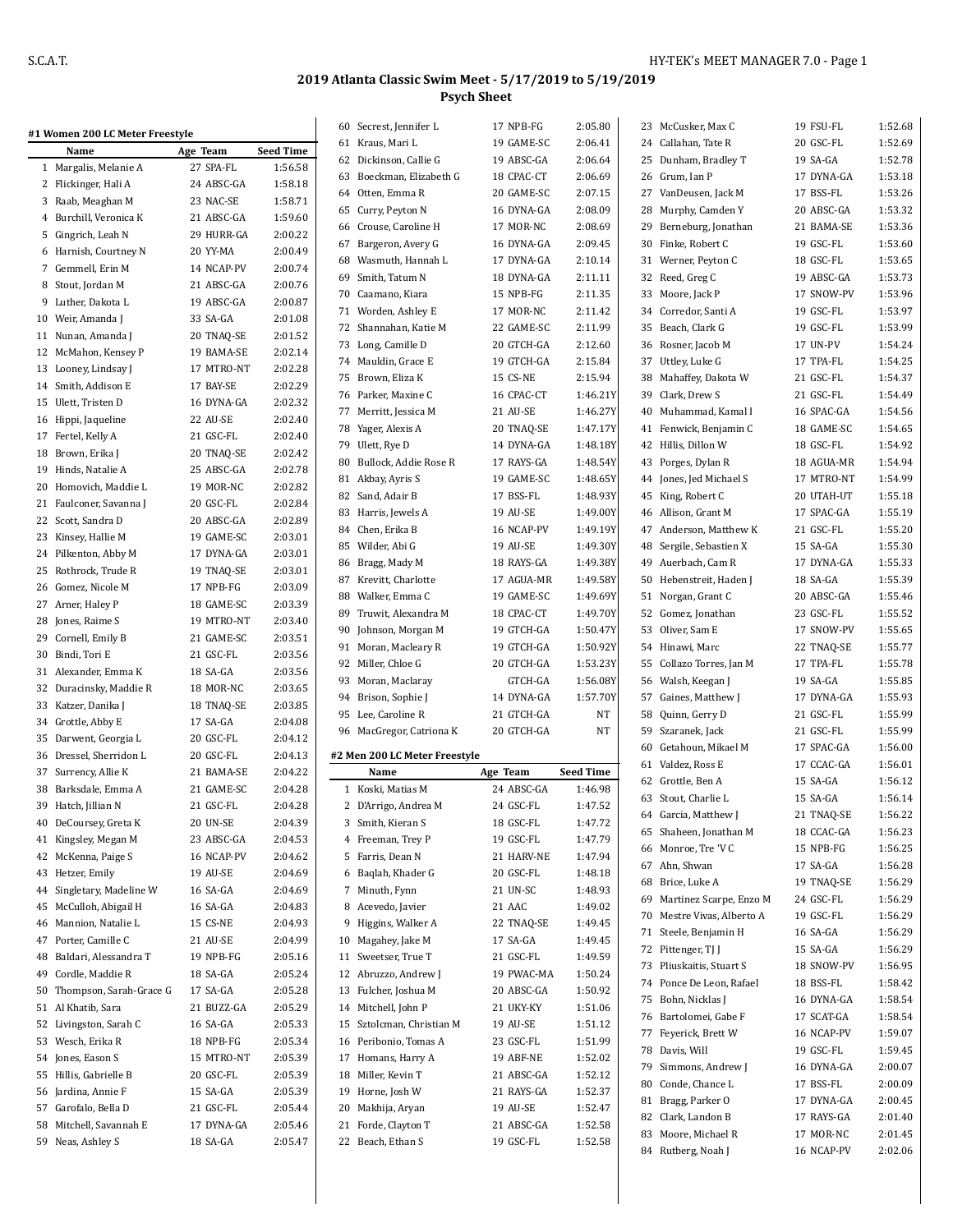## 2019 Atlanta Classic Swim Meet - 5/17/2019 to 5/19/2019

### Psych Sheet

#### #1 Women 200 LC Meter Freestyle

| | Name | Age | Team | Seed Time |
|---|---|---|---|---|
| 1 | Margalis, Melanie A | 27 | SPA-FL | 1:56.58 |
| 2 | Flickinger, Hali A | 24 | ABSC-GA | 1:58.18 |
| 3 | Raab, Meaghan M | 23 | NAC-SE | 1:58.71 |
| 4 | Burchill, Veronica K | 21 | ABSC-GA | 1:59.60 |
| 5 | Gingrich, Leah N | 29 | HURR-GA | 2:00.22 |
| 6 | Harnish, Courtney N | 20 | YY-MA | 2:00.49 |
| 7 | Gemmell, Erin M | 14 | NCAP-PV | 2:00.74 |
| 8 | Stout, Jordan M | 21 | ABSC-GA | 2:00.76 |
| 9 | Luther, Dakota L | 19 | ABSC-GA | 2:00.87 |
| 10 | Weir, Amanda J | 33 | SA-GA | 2:01.08 |
| 11 | Nunan, Amanda J | 20 | TNAQ-SE | 2:01.52 |
| 12 | McMahon, Kensey P | 19 | BAMA-SE | 2:02.14 |
| 13 | Looney, Lindsay J | 17 | MTRO-NT | 2:02.28 |
| 14 | Smith, Addison E | 17 | BAY-SE | 2:02.29 |
| 15 | Ulett, Tristen D | 16 | DYNA-GA | 2:02.32 |
| 16 | Hippi, Jaqueline | 22 | AU-SE | 2:02.40 |
| 17 | Fertel, Kelly A | 21 | GSC-FL | 2:02.40 |
| 18 | Brown, Erika J | 20 | TNAQ-SE | 2:02.42 |
| 19 | Hinds, Natalie A | 25 | ABSC-GA | 2:02.78 |
| 20 | Homovich, Maddie L | 19 | MOR-NC | 2:02.82 |
| 21 | Faulconer, Savanna J | 20 | GSC-FL | 2:02.84 |
| 22 | Scott, Sandra D | 20 | ABSC-GA | 2:02.89 |
| 23 | Kinsey, Hallie M | 19 | GAME-SC | 2:03.01 |
| 24 | Pilkenton, Abby M | 17 | DYNA-GA | 2:03.01 |
| 25 | Rothrock, Trude R | 19 | TNAQ-SE | 2:03.01 |
| 26 | Gomez, Nicole M | 17 | NPB-FG | 2:03.09 |
| 27 | Arner, Haley P | 18 | GAME-SC | 2:03.39 |
| 28 | Jones, Raime S | 19 | MTRO-NT | 2:03.40 |
| 29 | Cornell, Emily B | 21 | GAME-SC | 2:03.51 |
| 30 | Bindi, Tori E | 21 | GSC-FL | 2:03.56 |
| 31 | Alexander, Emma K | 18 | SA-GA | 2:03.56 |
| 32 | Duracinsky, Maddie R | 18 | MOR-NC | 2:03.65 |
| 33 | Katzer, Danika J | 18 | TNAQ-SE | 2:03.85 |
| 34 | Grottle, Abby E | 17 | SA-GA | 2:04.08 |
| 35 | Darwent, Georgia L | 20 | GSC-FL | 2:04.12 |
| 36 | Dressel, Sherridon L | 20 | GSC-FL | 2:04.13 |
| 37 | Surrency, Allie K | 21 | BAMA-SE | 2:04.22 |
| 38 | Barksdale, Emma A | 21 | GAME-SC | 2:04.28 |
| 39 | Hatch, Jillian N | 21 | GSC-FL | 2:04.28 |
| 40 | DeCoursey, Greta K | 20 | UN-SE | 2:04.39 |
| 41 | Kingsley, Megan M | 23 | ABSC-GA | 2:04.53 |
| 42 | McKenna, Paige S | 16 | NCAP-PV | 2:04.62 |
| 43 | Hetzer, Emily | 19 | AU-SE | 2:04.69 |
| 44 | Singletary, Madeline W | 16 | SA-GA | 2:04.69 |
| 45 | McCulloh, Abigail H | 16 | SA-GA | 2:04.83 |
| 46 | Mannion, Natalie L | 15 | CS-NE | 2:04.93 |
| 47 | Porter, Camille C | 21 | AU-SE | 2:04.99 |
| 48 | Baldari, Alessandra T | 19 | NPB-FG | 2:05.16 |
| 49 | Cordle, Maddie R | 18 | SA-GA | 2:05.24 |
| 50 | Thompson, Sarah-Grace G | 17 | SA-GA | 2:05.28 |
| 51 | Al Khatib, Sara | 21 | BUZZ-GA | 2:05.29 |
| 52 | Livingston, Sarah C | 16 | SA-GA | 2:05.33 |
| 53 | Wesch, Erika R | 18 | NPB-FG | 2:05.34 |
| 54 | Jones, Eason S | 15 | MTRO-NT | 2:05.39 |
| 55 | Hillis, Gabrielle B | 20 | GSC-FL | 2:05.39 |
| 56 | Jardina, Annie F | 15 | SA-GA | 2:05.39 |
| 57 | Garofalo, Bella D | 21 | GSC-FL | 2:05.44 |
| 58 | Mitchell, Savannah E | 17 | DYNA-GA | 2:05.46 |
| 59 | Neas, Ashley S | 18 | SA-GA | 2:05.47 |
| 60 | Secrest, Jennifer L | 17 | NPB-FG | 2:05.80 |
| 61 | Kraus, Mari L | 19 | GAME-SC | 2:06.41 |
| 62 | Dickinson, Callie G | 19 | ABSC-GA | 2:06.64 |
| 63 | Boeckman, Elizabeth G | 18 | CPAC-CT | 2:06.69 |
| 64 | Otten, Emma R | 20 | GAME-SC | 2:07.15 |
| 65 | Curry, Peyton N | 16 | DYNA-GA | 2:08.09 |
| 66 | Crouse, Caroline H | 17 | MOR-NC | 2:08.69 |
| 67 | Bargeron, Avery G | 16 | DYNA-GA | 2:09.45 |
| 68 | Wasmuth, Hannah L | 17 | DYNA-GA | 2:10.14 |
| 69 | Smith, Tatum N | 18 | DYNA-GA | 2:11.11 |
| 70 | Caamano, Kiara | 15 | NPB-FG | 2:11.35 |
| 71 | Worden, Ashley E | 17 | MOR-NC | 2:11.42 |
| 72 | Shannahan, Katie M | 22 | GAME-SC | 2:11.99 |
| 73 | Long, Camille D | 20 | GTCH-GA | 2:12.60 |
| 74 | Mauldin, Grace E | 19 | GTCH-GA | 2:15.84 |
| 75 | Brown, Eliza K | 15 | CS-NE | 2:15.94 |
| 76 | Parker, Maxine C | 16 | CPAC-CT | 1:46.21Y |
| 77 | Merritt, Jessica M | 21 | AU-SE | 1:46.27Y |
| 78 | Yager, Alexis A | 20 | TNAQ-SE | 1:47.17Y |
| 79 | Ulett, Rye D | 14 | DYNA-GA | 1:48.18Y |
| 80 | Bullock, Addie Rose R | 17 | RAYS-GA | 1:48.54Y |
| 81 | Akbay, Ayris S | 19 | GAME-SC | 1:48.65Y |
| 82 | Sand, Adair B | 17 | BSS-FL | 1:48.93Y |
| 83 | Harris, Jewels A | 19 | AU-SE | 1:49.00Y |
| 84 | Chen, Erika B | 16 | NCAP-PV | 1:49.19Y |
| 85 | Wilder, Abi G | 19 | AU-SE | 1:49.30Y |
| 86 | Bragg, Mady M | 18 | RAYS-GA | 1:49.38Y |
| 87 | Krevitt, Charlotte | 17 | AGUA-MR | 1:49.58Y |
| 88 | Walker, Emma C | 19 | GAME-SC | 1:49.69Y |
| 89 | Truwit, Alexandra M | 18 | CPAC-CT | 1:49.70Y |
| 90 | Johnson, Morgan M | 19 | GTCH-GA | 1:50.47Y |
| 91 | Moran, Macleary R | 19 | GTCH-GA | 1:50.92Y |
| 92 | Miller, Chloe G | 20 | GTCH-GA | 1:53.23Y |
| 93 | Moran, Maclaray | | GTCH-GA | 1:56.08Y |
| 94 | Brison, Sophie J | 14 | DYNA-GA | 1:57.70Y |
| 95 | Lee, Caroline R | 21 | GTCH-GA | NT |
| 96 | MacGregor, Catriona K | 20 | GTCH-GA | NT |

#### #2 Men 200 LC Meter Freestyle

| | Name | Age | Team | Seed Time |
|---|---|---|---|---|
| 1 | Koski, Matias M | 24 | ABSC-GA | 1:46.98 |
| 2 | D'Arrigo, Andrea M | 24 | GSC-FL | 1:47.52 |
| 3 | Smith, Kieran S | 18 | GSC-FL | 1:47.72 |
| 4 | Freeman, Trey P | 19 | GSC-FL | 1:47.79 |
| 5 | Farris, Dean N | 21 | HARV-NE | 1:47.94 |
| 6 | Baqlah, Khader G | 20 | GSC-FL | 1:48.18 |
| 7 | Minuth, Fynn | 21 | UN-SC | 1:48.93 |
| 8 | Acevedo, Javier | 21 | AAC | 1:49.02 |
| 9 | Higgins, Walker A | 22 | TNAQ-SE | 1:49.45 |
| 10 | Magahey, Jake M | 17 | SA-GA | 1:49.45 |
| 11 | Sweetser, True T | 21 | GSC-FL | 1:49.59 |
| 12 | Abruzzo, Andrew J | 19 | PWAC-MA | 1:50.24 |
| 13 | Fulcher, Joshua M | 20 | ABSC-GA | 1:50.92 |
| 14 | Mitchell, John P | 21 | UKY-KY | 1:51.06 |
| 15 | Sztolcman, Christian M | 19 | AU-SE | 1:51.12 |
| 16 | Peribonio, Tomas A | 23 | GSC-FL | 1:51.99 |
| 17 | Homans, Harry A | 19 | ABF-NE | 1:52.02 |
| 18 | Miller, Kevin T | 21 | ABSC-GA | 1:52.12 |
| 19 | Horne, Josh W | 21 | RAYS-GA | 1:52.37 |
| 20 | Makhija, Aryan | 19 | AU-SE | 1:52.47 |
| 21 | Forde, Clayton T | 21 | ABSC-GA | 1:52.58 |
| 22 | Beach, Ethan S | 19 | GSC-FL | 1:52.58 |
| 23 | McCusker, Max C | 19 | FSU-FL | 1:52.68 |
| 24 | Callahan, Tate R | 20 | GSC-FL | 1:52.69 |
| 25 | Dunham, Bradley T | 19 | SA-GA | 1:52.78 |
| 26 | Grum, Ian P | 17 | DYNA-GA | 1:53.18 |
| 27 | VanDeusen, Jack M | 17 | BSS-FL | 1:53.26 |
| 28 | Murphy, Camden Y | 20 | ABSC-GA | 1:53.32 |
| 29 | Berneburg, Jonathan | 21 | BAMA-SE | 1:53.36 |
| 30 | Finke, Robert C | 19 | GSC-FL | 1:53.60 |
| 31 | Werner, Peyton C | 18 | GSC-FL | 1:53.65 |
| 32 | Reed, Greg C | 19 | ABSC-GA | 1:53.73 |
| 33 | Moore, Jack P | 17 | SNOW-PV | 1:53.96 |
| 34 | Corredor, Santi A | 19 | GSC-FL | 1:53.97 |
| 35 | Beach, Clark G | 19 | GSC-FL | 1:53.99 |
| 36 | Rosner, Jacob M | 17 | UN-PV | 1:54.24 |
| 37 | Uttley, Luke G | 17 | TPA-FL | 1:54.25 |
| 38 | Mahaffey, Dakota W | 21 | GSC-FL | 1:54.37 |
| 39 | Clark, Drew S | 21 | GSC-FL | 1:54.49 |
| 40 | Muhammad, Kamal I | 16 | SPAC-GA | 1:54.56 |
| 41 | Fenwick, Benjamin C | 18 | GAME-SC | 1:54.65 |
| 42 | Hillis, Dillon W | 18 | GSC-FL | 1:54.92 |
| 43 | Porges, Dylan R | 18 | AGUA-MR | 1:54.94 |
| 44 | Jones, Jed Michael S | 17 | MTRO-NT | 1:54.99 |
| 45 | King, Robert C | 20 | UTAH-UT | 1:55.18 |
| 46 | Allison, Grant M | 17 | SPAC-GA | 1:55.19 |
| 47 | Anderson, Matthew K | 21 | GSC-FL | 1:55.20 |
| 48 | Sergile, Sebastien X | 15 | SA-GA | 1:55.30 |
| 49 | Auerbach, Cam R | 17 | DYNA-GA | 1:55.33 |
| 50 | Hebenstreit, Haden J | 18 | SA-GA | 1:55.39 |
| 51 | Norgan, Grant C | 20 | ABSC-GA | 1:55.46 |
| 52 | Gomez, Jonathan | 23 | GSC-FL | 1:55.52 |
| 53 | Oliver, Sam E | 17 | SNOW-PV | 1:55.65 |
| 54 | Hinawi, Marc | 22 | TNAQ-SE | 1:55.77 |
| 55 | Collazo Torres, Jan M | 17 | TPA-FL | 1:55.78 |
| 56 | Walsh, Keegan J | 19 | SA-GA | 1:55.85 |
| 57 | Gaines, Matthew J | 17 | DYNA-GA | 1:55.93 |
| 58 | Quinn, Gerry D | 21 | GSC-FL | 1:55.99 |
| 59 | Szaranek, Jack | 21 | GSC-FL | 1:55.99 |
| 60 | Getahoun, Mikael M | 17 | SPAC-GA | 1:56.00 |
| 61 | Valdez, Ross E | 17 | CCAC-GA | 1:56.01 |
| 62 | Grottle, Ben A | 15 | SA-GA | 1:56.12 |
| 63 | Stout, Charlie L | 15 | SA-GA | 1:56.14 |
| 64 | Garcia, Matthew J | 21 | TNAQ-SE | 1:56.22 |
| 65 | Shaheen, Jonathan M | 18 | CCAC-GA | 1:56.23 |
| 66 | Monroe, Tre 'V C | 15 | NPB-FG | 1:56.25 |
| 67 | Ahn, Shwan | 17 | SA-GA | 1:56.28 |
| 68 | Brice, Luke A | 19 | TNAQ-SE | 1:56.29 |
| 69 | Martinez Scarpe, Enzo M | 24 | GSC-FL | 1:56.29 |
| 70 | Mestre Vivas, Alberto A | 19 | GSC-FL | 1:56.29 |
| 71 | Steele, Benjamin H | 16 | SA-GA | 1:56.29 |
| 72 | Pittenger, TJ J | 15 | SA-GA | 1:56.29 |
| 73 | Pliuskaitis, Stuart S | 18 | SNOW-PV | 1:56.95 |
| 74 | Ponce De Leon, Rafael | 18 | BSS-FL | 1:58.42 |
| 75 | Bohn, Nicklas J | 16 | DYNA-GA | 1:58.54 |
| 76 | Bartolomei, Gabe F | 17 | SCAT-GA | 1:58.54 |
| 77 | Feyerick, Brett W | 16 | NCAP-PV | 1:59.07 |
| 78 | Davis, Will | 19 | GSC-FL | 1:59.45 |
| 79 | Simmons, Andrew J | 16 | DYNA-GA | 2:00.07 |
| 80 | Conde, Chance L | 17 | BSS-FL | 2:00.09 |
| 81 | Bragg, Parker O | 17 | DYNA-GA | 2:00.45 |
| 82 | Clark, Landon B | 17 | RAYS-GA | 2:01.40 |
| 83 | Moore, Michael R | 17 | MOR-NC | 2:01.45 |
| 84 | Rutberg, Noah J | 16 | NCAP-PV | 2:02.06 |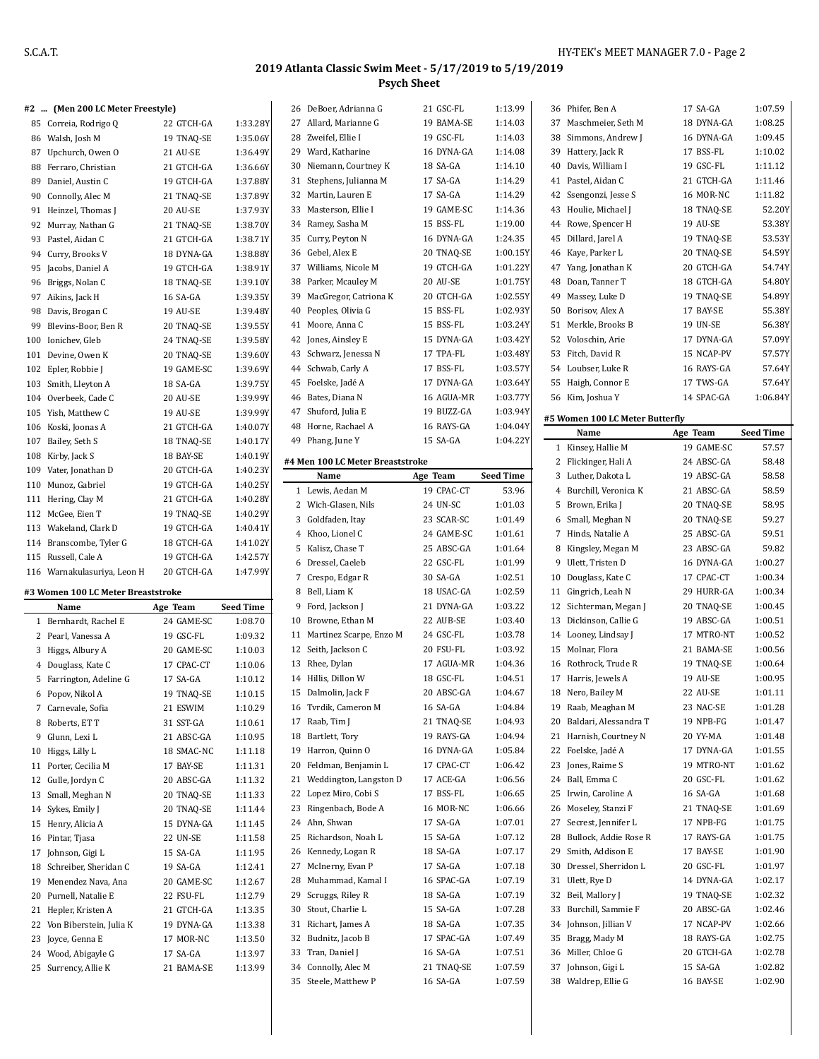# 2019 Atlanta Classic Swim Meet - 5/17/2019 to 5/19/2019

## Psych Sheet

### #2 ... (Men 200 LC Meter Freestyle)

| | Name | Age | Team | Seed Time |
|---|---|---|---|---|
| 85 | Correia, Rodrigo Q | 22 | GTCH-GA | 1:33.28Y |
| 86 | Walsh, Josh M | 19 | TNAQ-SE | 1:35.06Y |
| 87 | Upchurch, Owen O | 21 | AU-SE | 1:36.49Y |
| 88 | Ferraro, Christian | 21 | GTCH-GA | 1:36.66Y |
| 89 | Daniel, Austin C | 19 | GTCH-GA | 1:37.88Y |
| 90 | Connolly, Alec M | 21 | TNAQ-SE | 1:37.89Y |
| 91 | Heinzel, Thomas J | 20 | AU-SE | 1:37.93Y |
| 92 | Murray, Nathan G | 21 | TNAQ-SE | 1:38.70Y |
| 93 | Pastel, Aidan C | 21 | GTCH-GA | 1:38.71Y |
| 94 | Curry, Brooks V | 18 | DYNA-GA | 1:38.88Y |
| 95 | Jacobs, Daniel A | 19 | GTCH-GA | 1:38.91Y |
| 96 | Briggs, Nolan C | 18 | TNAQ-SE | 1:39.10Y |
| 97 | Aikins, Jack H | 16 | SA-GA | 1:39.35Y |
| 98 | Davis, Brogan C | 19 | AU-SE | 1:39.48Y |
| 99 | Blevins-Boor, Ben R | 20 | TNAQ-SE | 1:39.55Y |
| 100 | Ionichev, Gleb | 24 | TNAQ-SE | 1:39.58Y |
| 101 | Devine, Owen K | 20 | TNAQ-SE | 1:39.60Y |
| 102 | Epler, Robbie J | 19 | GAME-SC | 1:39.69Y |
| 103 | Smith, Lleyton A | 18 | SA-GA | 1:39.75Y |
| 104 | Overbeek, Cade C | 20 | AU-SE | 1:39.99Y |
| 105 | Yish, Matthew C | 19 | AU-SE | 1:39.99Y |
| 106 | Koski, Joonas A | 21 | GTCH-GA | 1:40.07Y |
| 107 | Bailey, Seth S | 18 | TNAQ-SE | 1:40.17Y |
| 108 | Kirby, Jack S | 18 | BAY-SE | 1:40.19Y |
| 109 | Vater, Jonathan D | 20 | GTCH-GA | 1:40.23Y |
| 110 | Munoz, Gabriel | 19 | GTCH-GA | 1:40.25Y |
| 111 | Hering, Clay M | 21 | GTCH-GA | 1:40.28Y |
| 112 | McGee, Eien T | 19 | TNAQ-SE | 1:40.29Y |
| 113 | Wakeland, Clark D | 19 | GTCH-GA | 1:40.41Y |
| 114 | Branscombe, Tyler G | 18 | GTCH-GA | 1:41.02Y |
| 115 | Russell, Cale A | 19 | GTCH-GA | 1:42.57Y |
| 116 | Warnakulasuriya, Leon H | 20 | GTCH-GA | 1:47.99Y |

### #3 Women 100 LC Meter Breaststroke

| | Name | Age | Team | Seed Time |
|---|---|---|---|---|
| 1 | Bernhardt, Rachel E | 24 | GAME-SC | 1:08.70 |
| 2 | Pearl, Vanessa A | 19 | GSC-FL | 1:09.32 |
| 3 | Higgs, Albury A | 20 | GAME-SC | 1:10.03 |
| 4 | Douglass, Kate C | 17 | CPAC-CT | 1:10.06 |
| 5 | Farrington, Adeline G | 17 | SA-GA | 1:10.12 |
| 6 | Popov, Nikol A | 19 | TNAQ-SE | 1:10.15 |
| 7 | Carnevale, Sofia | 21 | ESWIM | 1:10.29 |
| 8 | Roberts, ET T | 31 | SST-GA | 1:10.61 |
| 9 | Glunn, Lexi L | 21 | ABSC-GA | 1:10.95 |
| 10 | Higgs, Lilly L | 18 | SMAC-NC | 1:11.18 |
| 11 | Porter, Cecilia M | 17 | BAY-SE | 1:11.31 |
| 12 | Gulle, Jordyn C | 20 | ABSC-GA | 1:11.32 |
| 13 | Small, Meghan N | 20 | TNAQ-SE | 1:11.33 |
| 14 | Sykes, Emily J | 20 | TNAQ-SE | 1:11.44 |
| 15 | Henry, Alicia A | 15 | DYNA-GA | 1:11.45 |
| 16 | Pintar, Tjasa | 22 | UN-SE | 1:11.58 |
| 17 | Johnson, Gigi L | 15 | SA-GA | 1:11.95 |
| 18 | Schreiber, Sheridan C | 19 | SA-GA | 1:12.41 |
| 19 | Menendez Nava, Ana | 20 | GAME-SC | 1:12.67 |
| 20 | Purnell, Natalie E | 22 | FSU-FL | 1:12.79 |
| 21 | Hepler, Kristen A | 21 | GTCH-GA | 1:13.35 |
| 22 | Von Biberstein, Julia K | 19 | DYNA-GA | 1:13.38 |
| 23 | Joyce, Genna E | 17 | MOR-NC | 1:13.50 |
| 24 | Wood, Abigayle G | 17 | SA-GA | 1:13.97 |
| 25 | Surrency, Allie K | 21 | BAMA-SE | 1:13.99 |
| 26 | DeBoer, Adrianna G | 21 | GSC-FL | 1:13.99 |
| 27 | Allard, Marianne G | 19 | BAMA-SE | 1:14.03 |
| 28 | Zweifel, Ellie I | 19 | GSC-FL | 1:14.03 |
| 29 | Ward, Katharine | 16 | DYNA-GA | 1:14.08 |
| 30 | Niemann, Courtney K | 18 | SA-GA | 1:14.10 |
| 31 | Stephens, Julianna M | 17 | SA-GA | 1:14.29 |
| 32 | Martin, Lauren E | 17 | SA-GA | 1:14.29 |
| 33 | Masterson, Ellie I | 19 | GAME-SC | 1:14.36 |
| 34 | Ramey, Sasha M | 15 | BSS-FL | 1:19.00 |
| 35 | Curry, Peyton N | 16 | DYNA-GA | 1:24.35 |
| 36 | Gebel, Alex E | 20 | TNAQ-SE | 1:00.15Y |
| 37 | Williams, Nicole M | 19 | GTCH-GA | 1:01.22Y |
| 38 | Parker, Mcauley M | 20 | AU-SE | 1:01.75Y |
| 39 | MacGregor, Catriona K | 20 | GTCH-GA | 1:02.55Y |
| 40 | Peoples, Olivia G | 15 | BSS-FL | 1:02.93Y |
| 41 | Moore, Anna C | 15 | BSS-FL | 1:03.24Y |
| 42 | Jones, Ainsley E | 15 | DYNA-GA | 1:03.42Y |
| 43 | Schwarz, Jenessa N | 17 | TPA-FL | 1:03.48Y |
| 44 | Schwab, Carly A | 17 | BSS-FL | 1:03.57Y |
| 45 | Foelske, Jadé A | 17 | DYNA-GA | 1:03.64Y |
| 46 | Bates, Diana N | 16 | AGUA-MR | 1:03.77Y |
| 47 | Shuford, Julia E | 19 | BUZZ-GA | 1:03.94Y |
| 48 | Horne, Rachael A | 16 | RAYS-GA | 1:04.04Y |
| 49 | Phang, June Y | 15 | SA-GA | 1:04.22Y |

### #4 Men 100 LC Meter Breaststroke

| | Name | Age | Team | Seed Time |
|---|---|---|---|---|
| 1 | Lewis, Aedan M | 19 | CPAC-CT | 53.96 |
| 2 | Wich-Glasen, Nils | 24 | UN-SC | 1:01.03 |
| 3 | Goldfaden, Itay | 23 | SCAR-SC | 1:01.49 |
| 4 | Khoo, Lionel C | 24 | GAME-SC | 1:01.61 |
| 5 | Kalisz, Chase T | 25 | ABSC-GA | 1:01.64 |
| 6 | Dressel, Caeleb | 22 | GSC-FL | 1:01.99 |
| 7 | Crespo, Edgar R | 30 | SA-GA | 1:02.51 |
| 8 | Bell, Liam K | 18 | USAC-GA | 1:02.59 |
| 9 | Ford, Jackson J | 21 | DYNA-GA | 1:03.22 |
| 10 | Browne, Ethan M | 22 | AUB-SE | 1:03.40 |
| 11 | Martinez Scarpe, Enzo M | 24 | GSC-FL | 1:03.78 |
| 12 | Seith, Jackson C | 20 | FSU-FL | 1:03.92 |
| 13 | Rhee, Dylan | 17 | AGUA-MR | 1:04.36 |
| 14 | Hillis, Dillon W | 18 | GSC-FL | 1:04.51 |
| 15 | Dalmolin, Jack F | 20 | ABSC-GA | 1:04.67 |
| 16 | Tvrdik, Cameron M | 16 | SA-GA | 1:04.84 |
| 17 | Raab, Tim J | 21 | TNAQ-SE | 1:04.93 |
| 18 | Bartlett, Tory | 19 | RAYS-GA | 1:04.94 |
| 19 | Harron, Quinn O | 16 | DYNA-GA | 1:05.84 |
| 20 | Feldman, Benjamin L | 17 | CPAC-CT | 1:06.42 |
| 21 | Weddington, Langston D | 17 | ACE-GA | 1:06.56 |
| 22 | Lopez Miro, Cobi S | 17 | BSS-FL | 1:06.65 |
| 23 | Ringenbach, Bode A | 16 | MOR-NC | 1:06.66 |
| 24 | Ahn, Shwan | 17 | SA-GA | 1:07.01 |
| 25 | Richardson, Noah L | 15 | SA-GA | 1:07.12 |
| 26 | Kennedy, Logan R | 18 | SA-GA | 1:07.17 |
| 27 | McInerny, Evan P | 17 | SA-GA | 1:07.18 |
| 28 | Muhammad, Kamal I | 16 | SPAC-GA | 1:07.19 |
| 29 | Scruggs, Riley R | 18 | SA-GA | 1:07.19 |
| 30 | Stout, Charlie L | 15 | SA-GA | 1:07.28 |
| 31 | Richart, James A | 18 | SA-GA | 1:07.35 |
| 32 | Budnitz, Jacob B | 17 | SPAC-GA | 1:07.49 |
| 33 | Tran, Daniel J | 16 | SA-GA | 1:07.51 |
| 34 | Connolly, Alec M | 21 | TNAQ-SE | 1:07.59 |
| 35 | Steele, Matthew P | 16 | SA-GA | 1:07.59 |
| 36 | Phifer, Ben A | 17 | SA-GA | 1:07.59 |
| 37 | Maschmeier, Seth M | 18 | DYNA-GA | 1:08.25 |
| 38 | Simmons, Andrew J | 16 | DYNA-GA | 1:09.45 |
| 39 | Hattery, Jack R | 17 | BSS-FL | 1:10.02 |
| 40 | Davis, William I | 19 | GSC-FL | 1:11.12 |
| 41 | Pastel, Aidan C | 21 | GTCH-GA | 1:11.46 |
| 42 | Ssengonzi, Jesse S | 16 | MOR-NC | 1:11.82 |
| 43 | Houlie, Michael J | 18 | TNAQ-SE | 52.20Y |
| 44 | Rowe, Spencer H | 19 | AU-SE | 53.38Y |
| 45 | Dillard, Jarel A | 19 | TNAQ-SE | 53.53Y |
| 46 | Kaye, Parker L | 20 | TNAQ-SE | 54.59Y |
| 47 | Yang, Jonathan K | 20 | GTCH-GA | 54.74Y |
| 48 | Doan, Tanner T | 18 | GTCH-GA | 54.80Y |
| 49 | Massey, Luke D | 19 | TNAQ-SE | 54.89Y |
| 50 | Borisov, Alex A | 17 | BAY-SE | 55.38Y |
| 51 | Merkle, Brooks B | 19 | UN-SE | 56.38Y |
| 52 | Voloschin, Arie | 17 | DYNA-GA | 57.09Y |
| 53 | Fitch, David R | 15 | NCAP-PV | 57.57Y |
| 54 | Loubser, Luke R | 16 | RAYS-GA | 57.64Y |
| 55 | Haigh, Connor E | 17 | TWS-GA | 57.64Y |
| 56 | Kim, Joshua Y | 14 | SPAC-GA | 1:06.84Y |

### #5 Women 100 LC Meter Butterfly

| | Name | Age | Team | Seed Time |
|---|---|---|---|---|
| 1 | Kinsey, Hallie M | 19 | GAME-SC | 57.57 |
| 2 | Flickinger, Hali A | 24 | ABSC-GA | 58.48 |
| 3 | Luther, Dakota L | 19 | ABSC-GA | 58.58 |
| 4 | Burchill, Veronica K | 21 | ABSC-GA | 58.59 |
| 5 | Brown, Erika J | 20 | TNAQ-SE | 58.95 |
| 6 | Small, Meghan N | 20 | TNAQ-SE | 59.27 |
| 7 | Hinds, Natalie A | 25 | ABSC-GA | 59.51 |
| 8 | Kingsley, Megan M | 23 | ABSC-GA | 59.82 |
| 9 | Ulett, Tristen D | 16 | DYNA-GA | 1:00.27 |
| 10 | Douglass, Kate C | 17 | CPAC-CT | 1:00.34 |
| 11 | Gingrich, Leah N | 29 | HURR-GA | 1:00.34 |
| 12 | Sichterman, Megan J | 20 | TNAQ-SE | 1:00.45 |
| 13 | Dickinson, Callie G | 19 | ABSC-GA | 1:00.51 |
| 14 | Looney, Lindsay J | 17 | MTRO-NT | 1:00.52 |
| 15 | Molnar, Flora | 21 | BAMA-SE | 1:00.56 |
| 16 | Rothrock, Trude R | 19 | TNAQ-SE | 1:00.64 |
| 17 | Harris, Jewels A | 19 | AU-SE | 1:00.95 |
| 18 | Nero, Bailey M | 22 | AU-SE | 1:01.11 |
| 19 | Raab, Meaghan M | 23 | NAC-SE | 1:01.28 |
| 20 | Baldari, Alessandra T | 19 | NPB-FG | 1:01.47 |
| 21 | Harnish, Courtney N | 20 | YY-MA | 1:01.48 |
| 22 | Foelske, Jadé A | 17 | DYNA-GA | 1:01.55 |
| 23 | Jones, Raime S | 19 | MTRO-NT | 1:01.62 |
| 24 | Ball, Emma C | 20 | GSC-FL | 1:01.62 |
| 25 | Irwin, Caroline A | 16 | SA-GA | 1:01.68 |
| 26 | Moseley, Stanzi F | 21 | TNAQ-SE | 1:01.69 |
| 27 | Secrest, Jennifer L | 17 | NPB-FG | 1:01.75 |
| 28 | Bullock, Addie Rose R | 17 | RAYS-GA | 1:01.75 |
| 29 | Smith, Addison E | 17 | BAY-SE | 1:01.90 |
| 30 | Dressel, Sherridon L | 20 | GSC-FL | 1:01.97 |
| 31 | Ulett, Rye D | 14 | DYNA-GA | 1:02.17 |
| 32 | Beil, Mallory J | 19 | TNAQ-SE | 1:02.32 |
| 33 | Burchill, Sammie F | 20 | ABSC-GA | 1:02.46 |
| 34 | Johnson, Jillian V | 17 | NCAP-PV | 1:02.66 |
| 35 | Bragg, Mady M | 18 | RAYS-GA | 1:02.75 |
| 36 | Miller, Chloe G | 20 | GTCH-GA | 1:02.78 |
| 37 | Johnson, Gigi L | 15 | SA-GA | 1:02.82 |
| 38 | Waldrep, Ellie G | 16 | BAY-SE | 1:02.90 |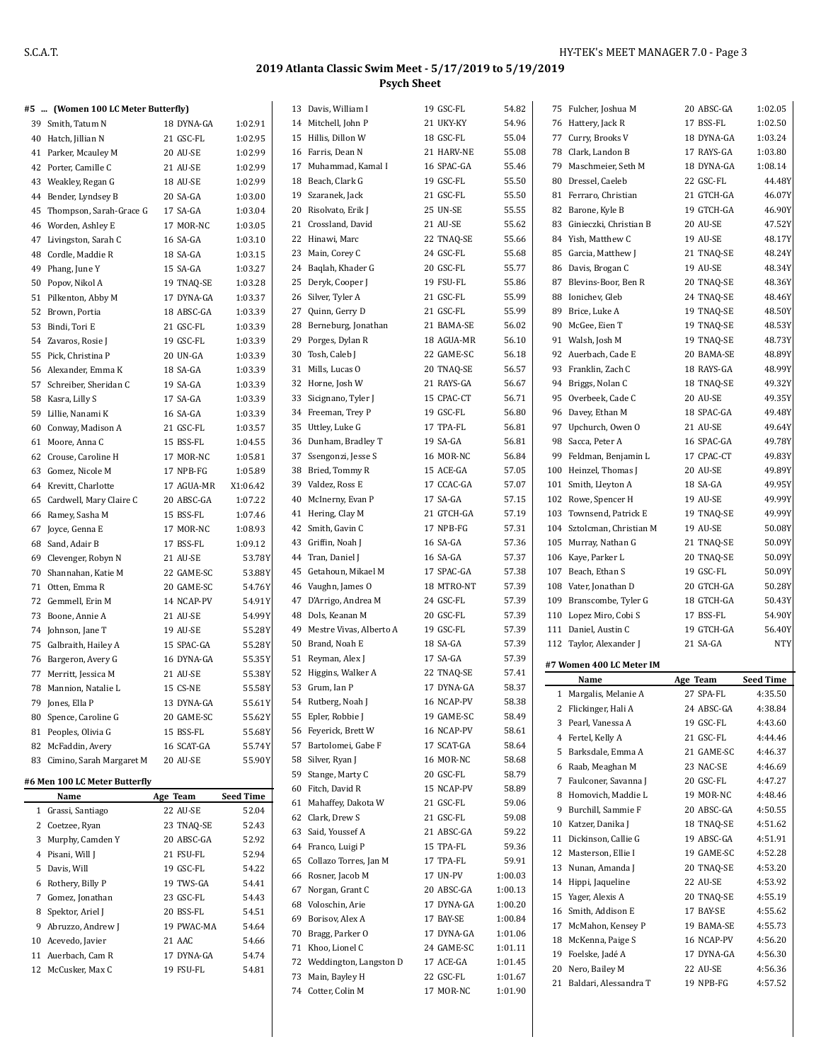# 2019 Atlanta Classic Swim Meet - 5/17/2019 to 5/19/2019

## Psych Sheet

### #5 ... (Women 100 LC Meter Butterfly)

| | Name | Age Team | Seed Time |
|---|---|---|---|
| 39 | Smith, Tatum N | 18 DYNA-GA | 1:02.91 |
| 40 | Hatch, Jillian N | 21 GSC-FL | 1:02.95 |
| 41 | Parker, Mcauley M | 20 AU-SE | 1:02.99 |
| 42 | Porter, Camille C | 21 AU-SE | 1:02.99 |
| 43 | Weakley, Regan G | 18 AU-SE | 1:02.99 |
| 44 | Bender, Lyndsey B | 20 SA-GA | 1:03.00 |
| 45 | Thompson, Sarah-Grace G | 17 SA-GA | 1:03.04 |
| 46 | Worden, Ashley E | 17 MOR-NC | 1:03.05 |
| 47 | Livingston, Sarah C | 16 SA-GA | 1:03.10 |
| 48 | Cordle, Maddie R | 18 SA-GA | 1:03.15 |
| 49 | Phang, June Y | 15 SA-GA | 1:03.27 |
| 50 | Popov, Nikol A | 19 TNAQ-SE | 1:03.28 |
| 51 | Pilkenton, Abby M | 17 DYNA-GA | 1:03.37 |
| 52 | Brown, Portia | 18 ABSC-GA | 1:03.39 |
| 53 | Bindi, Tori E | 21 GSC-FL | 1:03.39 |
| 54 | Zavaros, Rosie J | 19 GSC-FL | 1:03.39 |
| 55 | Pick, Christina P | 20 UN-GA | 1:03.39 |
| 56 | Alexander, Emma K | 18 SA-GA | 1:03.39 |
| 57 | Schreiber, Sheridan C | 19 SA-GA | 1:03.39 |
| 58 | Kasra, Lilly S | 17 SA-GA | 1:03.39 |
| 59 | Lillie, Nanami K | 16 SA-GA | 1:03.39 |
| 60 | Conway, Madison A | 21 GSC-FL | 1:03.57 |
| 61 | Moore, Anna C | 15 BSS-FL | 1:04.55 |
| 62 | Crouse, Caroline H | 17 MOR-NC | 1:05.81 |
| 63 | Gomez, Nicole M | 17 NPB-FG | 1:05.89 |
| 64 | Krevitt, Charlotte | 17 AGUA-MR | X1:06.42 |
| 65 | Cardwell, Mary Claire C | 20 ABSC-GA | 1:07.22 |
| 66 | Ramey, Sasha M | 15 BSS-FL | 1:07.46 |
| 67 | Joyce, Genna E | 17 MOR-NC | 1:08.93 |
| 68 | Sand, Adair B | 17 BSS-FL | 1:09.12 |
| 69 | Clevenger, Robyn N | 21 AU-SE | 53.78Y |
| 70 | Shannahan, Katie M | 22 GAME-SC | 53.88Y |
| 71 | Otten, Emma R | 20 GAME-SC | 54.76Y |
| 72 | Gemmell, Erin M | 14 NCAP-PV | 54.91Y |
| 73 | Boone, Annie A | 21 AU-SE | 54.99Y |
| 74 | Johnson, Jane T | 19 AU-SE | 55.28Y |
| 75 | Galbraith, Hailey A | 15 SPAC-GA | 55.28Y |
| 76 | Bargeron, Avery G | 16 DYNA-GA | 55.35Y |
| 77 | Merritt, Jessica M | 21 AU-SE | 55.38Y |
| 78 | Mannion, Natalie L | 15 CS-NE | 55.58Y |
| 79 | Jones, Ella P | 13 DYNA-GA | 55.61Y |
| 80 | Spence, Caroline G | 20 GAME-SC | 55.62Y |
| 81 | Peoples, Olivia G | 15 BSS-FL | 55.68Y |
| 82 | McFaddin, Avery | 16 SCAT-GA | 55.74Y |
| 83 | Cimino, Sarah Margaret M | 20 AU-SE | 55.90Y |

### #6 Men 100 LC Meter Butterfly

| | Name | Age Team | Seed Time |
|---|---|---|---|
| 1 | Grassi, Santiago | 22 AU-SE | 52.04 |
| 2 | Coetzee, Ryan | 23 TNAQ-SE | 52.43 |
| 3 | Murphy, Camden Y | 20 ABSC-GA | 52.92 |
| 4 | Pisani, Will J | 21 FSU-FL | 52.94 |
| 5 | Davis, Will | 19 GSC-FL | 54.22 |
| 6 | Rothery, Billy P | 19 TWS-GA | 54.41 |
| 7 | Gomez, Jonathan | 23 GSC-FL | 54.43 |
| 8 | Spektor, Ariel J | 20 BSS-FL | 54.51 |
| 9 | Abbruzzo, Andrew J | 19 PWAC-MA | 54.64 |
| 10 | Acevedo, Javier | 21 AAC | 54.66 |
| 11 | Auerbach, Cam R | 17 DYNA-GA | 54.74 |
| 12 | McCusker, Max C | 19 FSU-FL | 54.81 |
| 13 | Davis, William I | 19 GSC-FL | 54.82 |
| 14 | Mitchell, John P | 21 UKY-KY | 54.96 |
| 15 | Hillis, Dillon W | 18 GSC-FL | 55.04 |
| 16 | Farris, Dean N | 21 HARV-NE | 55.08 |
| 17 | Muhammad, Kamal I | 16 SPAC-GA | 55.46 |
| 18 | Beach, Clark G | 19 GSC-FL | 55.50 |
| 19 | Szaranek, Jack | 21 GSC-FL | 55.50 |
| 20 | Risolvato, Erik J | 25 UN-SE | 55.55 |
| 21 | Crossland, David | 21 AU-SE | 55.62 |
| 22 | Hinawi, Marc | 22 TNAQ-SE | 55.66 |
| 23 | Main, Corey C | 24 GSC-FL | 55.68 |
| 24 | Baqlah, Khader G | 20 GSC-FL | 55.77 |
| 25 | Deryk, Cooper J | 19 FSU-FL | 55.86 |
| 26 | Silver, Tyler A | 21 GSC-FL | 55.99 |
| 27 | Quinn, Gerry D | 21 GSC-FL | 55.99 |
| 28 | Berneburg, Jonathan | 21 BAMA-SE | 56.02 |
| 29 | Porges, Dylan R | 18 AGUA-MR | 56.10 |
| 30 | Tosh, Caleb J | 22 GAME-SC | 56.18 |
| 31 | Mills, Lucas O | 20 TNAQ-SE | 56.57 |
| 32 | Horne, Josh W | 21 RAYS-GA | 56.67 |
| 33 | Sicignano, Tyler J | 15 CPAC-CT | 56.71 |
| 34 | Freeman, Trey P | 19 GSC-FL | 56.80 |
| 35 | Uttley, Luke G | 17 TPA-FL | 56.81 |
| 36 | Dunham, Bradley T | 19 SA-GA | 56.81 |
| 37 | Ssengonzi, Jesse S | 16 MOR-NC | 56.84 |
| 38 | Bried, Tommy R | 15 ACE-GA | 57.05 |
| 39 | Valdez, Ross E | 17 CCAC-GA | 57.07 |
| 40 | McInerny, Evan P | 17 SA-GA | 57.15 |
| 41 | Hering, Clay M | 21 GTCH-GA | 57.19 |
| 42 | Smith, Gavin C | 17 NPB-FG | 57.31 |
| 43 | Griffin, Noah J | 16 SA-GA | 57.36 |
| 44 | Tran, Daniel J | 16 SA-GA | 57.37 |
| 45 | Getahoun, Mikael M | 17 SPAC-GA | 57.38 |
| 46 | Vaughn, James O | 18 MTRO-NT | 57.39 |
| 47 | D'Arrigo, Andrea M | 24 GSC-FL | 57.39 |
| 48 | Dols, Keanan M | 20 GSC-FL | 57.39 |
| 49 | Mestre Vivas, Alberto A | 19 GSC-FL | 57.39 |
| 50 | Brand, Noah E | 18 SA-GA | 57.39 |
| 51 | Reyman, Alex J | 17 SA-GA | 57.39 |
| 52 | Higgins, Walker A | 22 TNAQ-SE | 57.41 |
| 53 | Grum, Ian P | 17 DYNA-GA | 58.37 |
| 54 | Rutberg, Noah J | 16 NCAP-PV | 58.38 |
| 55 | Epler, Robbie J | 19 GAME-SC | 58.49 |
| 56 | Feyerick, Brett W | 16 NCAP-PV | 58.61 |
| 57 | Bartolomei, Gabe F | 17 SCAT-GA | 58.64 |
| 58 | Silver, Ryan J | 16 MOR-NC | 58.68 |
| 59 | Stange, Marty C | 20 GSC-FL | 58.79 |
| 60 | Fitch, David R | 15 NCAP-PV | 58.89 |
| 61 | Mahaffey, Dakota W | 21 GSC-FL | 59.06 |
| 62 | Clark, Drew S | 21 GSC-FL | 59.08 |
| 63 | Said, Youssef A | 21 ABSC-GA | 59.22 |
| 64 | Franco, Luigi P | 15 TPA-FL | 59.36 |
| 65 | Collazo Torres, Jan M | 17 TPA-FL | 59.91 |
| 66 | Rosner, Jacob M | 17 UN-PV | 1:00.03 |
| 67 | Norgan, Grant C | 20 ABSC-GA | 1:00.13 |
| 68 | Voloschin, Arie | 17 DYNA-GA | 1:00.20 |
| 69 | Borisov, Alex A | 17 BAY-SE | 1:00.84 |
| 70 | Bragg, Parker O | 17 DYNA-GA | 1:01.06 |
| 71 | Khoo, Lionel C | 24 GAME-SC | 1:01.11 |
| 72 | Weddington, Langston D | 17 ACE-GA | 1:01.45 |
| 73 | Main, Bayley H | 22 GSC-FL | 1:01.67 |
| 74 | Cotter, Colin M | 17 MOR-NC | 1:01.90 |
| 75 | Fulcher, Joshua M | 20 ABSC-GA | 1:02.05 |
| 76 | Hattery, Jack R | 17 BSS-FL | 1:02.50 |
| 77 | Curry, Brooks V | 18 DYNA-GA | 1:03.24 |
| 78 | Clark, Landon B | 17 RAYS-GA | 1:03.80 |
| 79 | Maschmeier, Seth M | 18 DYNA-GA | 1:08.14 |
| 80 | Dressel, Caeleb | 22 GSC-FL | 44.48Y |
| 81 | Ferraro, Christian | 21 GTCH-GA | 46.07Y |
| 82 | Barone, Kyle B | 19 GTCH-GA | 46.90Y |
| 83 | Ginieczki, Christian B | 20 AU-SE | 47.52Y |
| 84 | Yish, Matthew C | 19 AU-SE | 48.17Y |
| 85 | Garcia, Matthew J | 21 TNAQ-SE | 48.24Y |
| 86 | Davis, Brogan C | 19 AU-SE | 48.34Y |
| 87 | Blevins-Boor, Ben R | 20 TNAQ-SE | 48.36Y |
| 88 | Ionichev, Gleb | 24 TNAQ-SE | 48.46Y |
| 89 | Brice, Luke A | 19 TNAQ-SE | 48.50Y |
| 90 | McGee, Eien T | 19 TNAQ-SE | 48.53Y |
| 91 | Walsh, Josh M | 19 TNAQ-SE | 48.73Y |
| 92 | Auerbach, Cade E | 20 BAMA-SE | 48.89Y |
| 93 | Franklin, Zach C | 18 RAYS-GA | 48.99Y |
| 94 | Briggs, Nolan C | 18 TNAQ-SE | 49.32Y |
| 95 | Overbeek, Cade C | 20 AU-SE | 49.35Y |
| 96 | Davey, Ethan M | 18 SPAC-GA | 49.48Y |
| 97 | Upchurch, Owen O | 21 AU-SE | 49.64Y |
| 98 | Sacca, Peter A | 16 SPAC-GA | 49.78Y |
| 99 | Feldman, Benjamin L | 17 CPAC-CT | 49.83Y |
| 100 | Heinzel, Thomas J | 20 AU-SE | 49.89Y |
| 101 | Smith, Lleyton A | 18 SA-GA | 49.95Y |
| 102 | Rowe, Spencer H | 19 AU-SE | 49.99Y |
| 103 | Townsend, Patrick E | 19 TNAQ-SE | 49.99Y |
| 104 | Sztolcman, Christian M | 19 AU-SE | 50.08Y |
| 105 | Murray, Nathan G | 21 TNAQ-SE | 50.09Y |
| 106 | Kaye, Parker L | 20 TNAQ-SE | 50.09Y |
| 107 | Beach, Ethan S | 19 GSC-FL | 50.09Y |
| 108 | Vater, Jonathan D | 20 GTCH-GA | 50.28Y |
| 109 | Branscombe, Tyler G | 18 GTCH-GA | 50.43Y |
| 110 | Lopez Miro, Cobi S | 17 BSS-FL | 54.90Y |
| 111 | Daniel, Austin C | 19 GTCH-GA | 56.40Y |
| 112 | Taylor, Alexander J | 21 SA-GA | NTY |

### #7 Women 400 LC Meter IM

| | Name | Age Team | Seed Time |
|---|---|---|---|
| 1 | Margalis, Melanie A | 27 SPA-FL | 4:35.50 |
| 2 | Flickinger, Hali A | 24 ABSC-GA | 4:38.84 |
| 3 | Pearl, Vanessa A | 19 GSC-FL | 4:43.60 |
| 4 | Fertel, Kelly A | 21 GSC-FL | 4:44.46 |
| 5 | Barksdale, Emma A | 21 GAME-SC | 4:46.37 |
| 6 | Raab, Meaghan M | 23 NAC-SE | 4:46.69 |
| 7 | Faulconer, Savanna J | 20 GSC-FL | 4:47.27 |
| 8 | Homovich, Maddie L | 19 MOR-NC | 4:48.46 |
| 9 | Burchill, Sammie F | 20 ABSC-GA | 4:50.55 |
| 10 | Katzer, Danika J | 18 TNAQ-SE | 4:51.62 |
| 11 | Dickinson, Callie G | 19 ABSC-GA | 4:51.91 |
| 12 | Masterson, Ellie I | 19 GAME-SC | 4:52.28 |
| 13 | Nunan, Amanda J | 20 TNAQ-SE | 4:53.20 |
| 14 | Hippi, Jaqueline | 22 AU-SE | 4:53.92 |
| 15 | Yager, Alexis A | 20 TNAQ-SE | 4:55.19 |
| 16 | Smith, Addison E | 17 BAY-SE | 4:55.62 |
| 17 | McMahon, Kensey P | 19 BAMA-SE | 4:55.73 |
| 18 | McKenna, Paige S | 16 NCAP-PV | 4:56.20 |
| 19 | Foelske, Jadé A | 17 DYNA-GA | 4:56.30 |
| 20 | Nero, Bailey M | 22 AU-SE | 4:56.36 |
| 21 | Baldari, Alessandra T | 19 NPB-FG | 4:57.52 |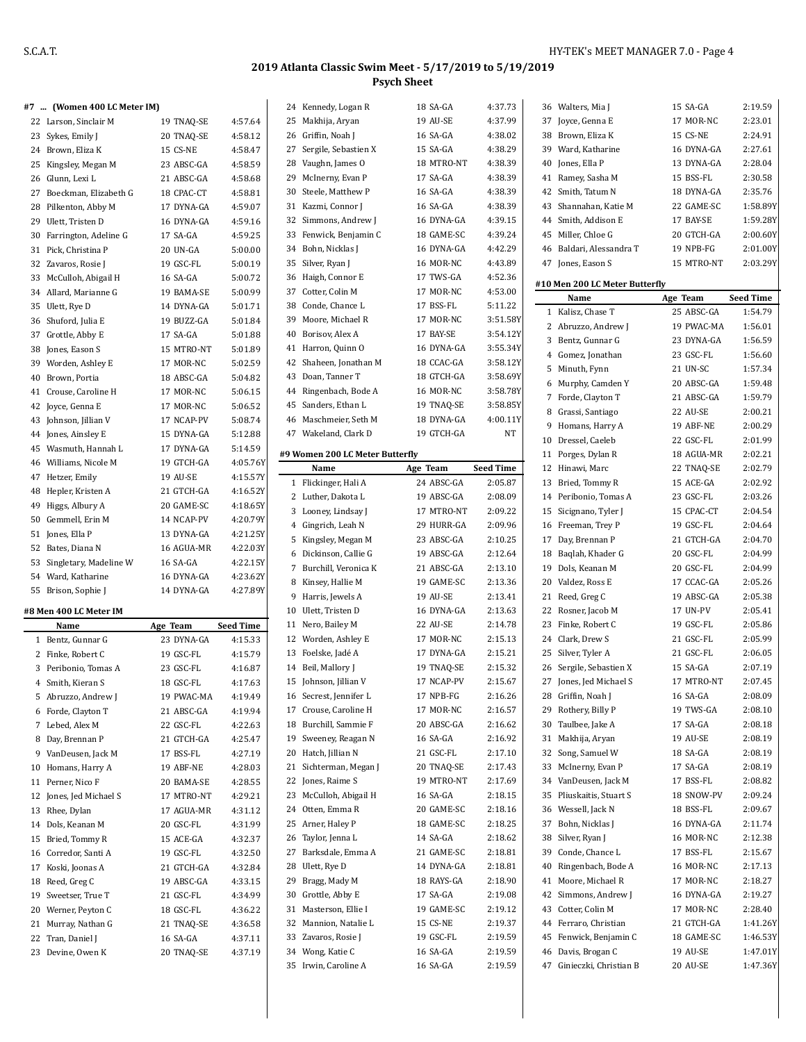# 2019 Atlanta Classic Swim Meet - 5/17/2019 to 5/19/2019

## Psych Sheet

#### #7 ... (Women 400 LC Meter IM)

| | Name | Age | Team | Seed Time |
|---|---|---|---|---|
| 22 | Larson, Sinclair M | 19 | TNAQ-SE | 4:57.64 |
| 23 | Sykes, Emily J | 20 | TNAQ-SE | 4:58.12 |
| 24 | Brown, Eliza K | 15 | CS-NE | 4:58.47 |
| 25 | Kingsley, Megan M | 23 | ABSC-GA | 4:58.59 |
| 26 | Glunn, Lexi L | 21 | ABSC-GA | 4:58.68 |
| 27 | Boeckman, Elizabeth G | 18 | CPAC-CT | 4:58.81 |
| 28 | Pilkenton, Abby M | 17 | DYNA-GA | 4:59.07 |
| 29 | Ulett, Tristen D | 16 | DYNA-GA | 4:59.16 |
| 30 | Farrington, Adeline G | 17 | SA-GA | 4:59.25 |
| 31 | Pick, Christina P | 20 | UN-GA | 5:00.00 |
| 32 | Zavaros, Rosie J | 19 | GSC-FL | 5:00.19 |
| 33 | McCulloh, Abigail H | 16 | SA-GA | 5:00.72 |
| 34 | Allard, Marianne G | 19 | BAMA-SE | 5:00.99 |
| 35 | Ulett, Rye D | 14 | DYNA-GA | 5:01.71 |
| 36 | Shuford, Julia E | 19 | BUZZ-GA | 5:01.84 |
| 37 | Grottle, Abby E | 17 | SA-GA | 5:01.88 |
| 38 | Jones, Eason S | 15 | MTRO-NT | 5:01.89 |
| 39 | Worden, Ashley E | 17 | MOR-NC | 5:02.59 |
| 40 | Brown, Portia | 18 | ABSC-GA | 5:04.82 |
| 41 | Crouse, Caroline H | 17 | MOR-NC | 5:06.15 |
| 42 | Joyce, Genna E | 17 | MOR-NC | 5:06.52 |
| 43 | Johnson, Jillian V | 17 | NCAP-PV | 5:08.74 |
| 44 | Jones, Ainsley E | 15 | DYNA-GA | 5:12.88 |
| 45 | Wasmuth, Hannah L | 17 | DYNA-GA | 5:14.59 |
| 46 | Williams, Nicole M | 19 | GTCH-GA | 4:05.76Y |
| 47 | Hetzer, Emily | 19 | AU-SE | 4:15.57Y |
| 48 | Hepler, Kristen A | 21 | GTCH-GA | 4:16.52Y |
| 49 | Higgs, Albury A | 20 | GAME-SC | 4:18.65Y |
| 50 | Gemmell, Erin M | 14 | NCAP-PV | 4:20.79Y |
| 51 | Jones, Ella P | 13 | DYNA-GA | 4:21.25Y |
| 52 | Bates, Diana N | 16 | AGUA-MR | 4:22.03Y |
| 53 | Singletary, Madeline W | 16 | SA-GA | 4:22.15Y |
| 54 | Ward, Katharine | 16 | DYNA-GA | 4:23.62Y |
| 55 | Brison, Sophie J | 14 | DYNA-GA | 4:27.89Y |

#### #8 Men 400 LC Meter IM

| | Name | Age | Team | Seed Time |
|---|---|---|---|---|
| 1 | Bentz, Gunnar G | 23 | DYNA-GA | 4:15.33 |
| 2 | Finke, Robert C | 19 | GSC-FL | 4:15.79 |
| 3 | Peribonio, Tomas A | 23 | GSC-FL | 4:16.87 |
| 4 | Smith, Kieran S | 18 | GSC-FL | 4:17.63 |
| 5 | Abbruzzo, Andrew J | 19 | PWAC-MA | 4:19.49 |
| 6 | Forde, Clayton T | 21 | ABSC-GA | 4:19.94 |
| 7 | Lebed, Alex M | 22 | GSC-FL | 4:22.63 |
| 8 | Day, Brennan P | 21 | GTCH-GA | 4:25.47 |
| 9 | VanDeusen, Jack M | 17 | BSS-FL | 4:27.19 |
| 10 | Homans, Harry A | 19 | ABF-NE | 4:28.03 |
| 11 | Perner, Nico F | 20 | BAMA-SE | 4:28.55 |
| 12 | Jones, Jed Michael S | 17 | MTRO-NT | 4:29.21 |
| 13 | Rhee, Dylan | 17 | AGUA-MR | 4:31.12 |
| 14 | Dols, Keanan M | 20 | GSC-FL | 4:31.99 |
| 15 | Bried, Tommy R | 15 | ACE-GA | 4:32.37 |
| 16 | Corredor, Santi A | 19 | GSC-FL | 4:32.50 |
| 17 | Koski, Joonas A | 21 | GTCH-GA | 4:32.84 |
| 18 | Reed, Greg C | 19 | ABSC-GA | 4:33.15 |
| 19 | Sweetser, True T | 21 | GSC-FL | 4:34.99 |
| 20 | Werner, Peyton C | 18 | GSC-FL | 4:36.22 |
| 21 | Murray, Nathan G | 21 | TNAQ-SE | 4:36.58 |
| 22 | Tran, Daniel J | 16 | SA-GA | 4:37.11 |
| 23 | Devine, Owen K | 20 | TNAQ-SE | 4:37.19 |
| 24 | Kennedy, Logan R | 18 | SA-GA | 4:37.73 |
| 25 | Makhija, Aryan | 19 | AU-SE | 4:37.99 |
| 26 | Griffin, Noah J | 16 | SA-GA | 4:38.02 |
| 27 | Sergile, Sebastien X | 15 | SA-GA | 4:38.29 |
| 28 | Vaughn, James O | 18 | MTRO-NT | 4:38.39 |
| 29 | McInerny, Evan P | 17 | SA-GA | 4:38.39 |
| 30 | Steele, Matthew P | 16 | SA-GA | 4:38.39 |
| 31 | Kazmi, Connor J | 16 | SA-GA | 4:38.39 |
| 32 | Simmons, Andrew J | 16 | DYNA-GA | 4:39.15 |
| 33 | Fenwick, Benjamin C | 18 | GAME-SC | 4:39.24 |
| 34 | Bohn, Nicklas J | 16 | DYNA-GA | 4:42.29 |
| 35 | Silver, Ryan J | 16 | MOR-NC | 4:43.89 |
| 36 | Haigh, Connor E | 17 | TWS-GA | 4:52.36 |
| 37 | Cotter, Colin M | 17 | MOR-NC | 4:53.00 |
| 38 | Conde, Chance L | 17 | BSS-FL | 5:11.22 |
| 39 | Moore, Michael R | 17 | MOR-NC | 3:51.58Y |
| 40 | Borisov, Alex A | 17 | BAY-SE | 3:54.12Y |
| 41 | Harron, Quinn O | 16 | DYNA-GA | 3:55.34Y |
| 42 | Shaheen, Jonathan M | 18 | CCAC-GA | 3:58.12Y |
| 43 | Doan, Tanner T | 18 | GTCH-GA | 3:58.69Y |
| 44 | Ringenbach, Bode A | 16 | MOR-NC | 3:58.78Y |
| 45 | Sanders, Ethan L | 19 | TNAQ-SE | 3:58.85Y |
| 46 | Maschmeier, Seth M | 18 | DYNA-GA | 4:00.11Y |
| 47 | Wakeland, Clark D | 19 | GTCH-GA | NT |

#### #9 Women 200 LC Meter Butterfly

| | Name | Age | Team | Seed Time |
|---|---|---|---|---|
| 1 | Flickinger, Hali A | 24 | ABSC-GA | 2:05.87 |
| 2 | Luther, Dakota L | 19 | ABSC-GA | 2:08.09 |
| 3 | Looney, Lindsay J | 17 | MTRO-NT | 2:09.22 |
| 4 | Gingrich, Leah N | 29 | HURR-GA | 2:09.96 |
| 5 | Kingsley, Megan M | 23 | ABSC-GA | 2:10.25 |
| 6 | Dickinson, Callie G | 19 | ABSC-GA | 2:12.64 |
| 7 | Burchill, Veronica K | 21 | ABSC-GA | 2:13.10 |
| 8 | Kinsey, Hallie M | 19 | GAME-SC | 2:13.36 |
| 9 | Harris, Jewels A | 19 | AU-SE | 2:13.41 |
| 10 | Ulett, Tristen D | 16 | DYNA-GA | 2:13.63 |
| 11 | Nero, Bailey M | 22 | AU-SE | 2:14.78 |
| 12 | Worden, Ashley E | 17 | MOR-NC | 2:15.13 |
| 13 | Foelske, Jadé A | 17 | DYNA-GA | 2:15.21 |
| 14 | Beil, Mallory J | 19 | TNAQ-SE | 2:15.32 |
| 15 | Johnson, Jillian V | 17 | NCAP-PV | 2:15.67 |
| 16 | Secrest, Jennifer L | 17 | NPB-FG | 2:16.26 |
| 17 | Crouse, Caroline H | 17 | MOR-NC | 2:16.57 |
| 18 | Burchill, Sammie F | 20 | ABSC-GA | 2:16.62 |
| 19 | Sweeney, Reagan N | 16 | SA-GA | 2:16.92 |
| 20 | Hatch, Jillian N | 21 | GSC-FL | 2:17.10 |
| 21 | Sichterman, Megan J | 20 | TNAQ-SE | 2:17.43 |
| 22 | Jones, Raime S | 19 | MTRO-NT | 2:17.69 |
| 23 | McCulloh, Abigail H | 16 | SA-GA | 2:18.15 |
| 24 | Otten, Emma R | 20 | GAME-SC | 2:18.16 |
| 25 | Arner, Haley P | 18 | GAME-SC | 2:18.25 |
| 26 | Taylor, Jenna L | 14 | SA-GA | 2:18.62 |
| 27 | Barksdale, Emma A | 21 | GAME-SC | 2:18.81 |
| 28 | Ulett, Rye D | 14 | DYNA-GA | 2:18.81 |
| 29 | Bragg, Mady M | 18 | RAYS-GA | 2:18.90 |
| 30 | Grottle, Abby E | 17 | SA-GA | 2:19.08 |
| 31 | Masterson, Ellie I | 19 | GAME-SC | 2:19.12 |
| 32 | Mannion, Natalie L | 15 | CS-NE | 2:19.37 |
| 33 | Zavaros, Rosie J | 19 | GSC-FL | 2:19.59 |
| 34 | Wong, Katie C | 16 | SA-GA | 2:19.59 |
| 35 | Irwin, Caroline A | 16 | SA-GA | 2:19.59 |
| 36 | Walters, Mia J | 15 | SA-GA | 2:19.59 |
| 37 | Joyce, Genna E | 17 | MOR-NC | 2:23.01 |
| 38 | Brown, Eliza K | 15 | CS-NE | 2:24.91 |
| 39 | Ward, Katharine | 16 | DYNA-GA | 2:27.61 |
| 40 | Jones, Ella P | 13 | DYNA-GA | 2:28.04 |
| 41 | Ramey, Sasha M | 15 | BSS-FL | 2:30.58 |
| 42 | Smith, Tatum N | 18 | DYNA-GA | 2:35.76 |
| 43 | Shannahan, Katie M | 22 | GAME-SC | 1:58.89Y |
| 44 | Smith, Addison E | 17 | BAY-SE | 1:59.28Y |
| 45 | Miller, Chloe G | 20 | GTCH-GA | 2:00.60Y |
| 46 | Baldari, Alessandra T | 19 | NPB-FG | 2:01.00Y |
| 47 | Jones, Eason S | 15 | MTRO-NT | 2:03.29Y |

#### #10 Men 200 LC Meter Butterfly

| | Name | Age | Team | Seed Time |
|---|---|---|---|---|
| 1 | Kalisz, Chase T | 25 | ABSC-GA | 1:54.79 |
| 2 | Abbruzzo, Andrew J | 19 | PWAC-MA | 1:56.01 |
| 3 | Bentz, Gunnar G | 23 | DYNA-GA | 1:56.59 |
| 4 | Gomez, Jonathan | 23 | GSC-FL | 1:56.60 |
| 5 | Minuth, Fynn | 21 | UN-SC | 1:57.34 |
| 6 | Murphy, Camden Y | 20 | ABSC-GA | 1:59.48 |
| 7 | Forde, Clayton T | 21 | ABSC-GA | 1:59.79 |
| 8 | Grassi, Santiago | 22 | AU-SE | 2:00.21 |
| 9 | Homans, Harry A | 19 | ABF-NE | 2:00.29 |
| 10 | Dressel, Caeleb | 22 | GSC-FL | 2:01.99 |
| 11 | Porges, Dylan R | 18 | AGUA-MR | 2:02.21 |
| 12 | Hinawi, Marc | 22 | TNAQ-SE | 2:02.79 |
| 13 | Bried, Tommy R | 15 | ACE-GA | 2:02.92 |
| 14 | Peribonio, Tomas A | 23 | GSC-FL | 2:03.26 |
| 15 | Sicignano, Tyler J | 15 | CPAC-CT | 2:04.54 |
| 16 | Freeman, Trey P | 19 | GSC-FL | 2:04.64 |
| 17 | Day, Brennan P | 21 | GTCH-GA | 2:04.70 |
| 18 | Baqlah, Khader G | 20 | GSC-FL | 2:04.99 |
| 19 | Dols, Keanan M | 20 | GSC-FL | 2:04.99 |
| 20 | Valdez, Ross E | 17 | CCAC-GA | 2:05.26 |
| 21 | Reed, Greg C | 19 | ABSC-GA | 2:05.38 |
| 22 | Rosner, Jacob M | 17 | UN-PV | 2:05.41 |
| 23 | Finke, Robert C | 19 | GSC-FL | 2:05.86 |
| 24 | Clark, Drew S | 21 | GSC-FL | 2:05.99 |
| 25 | Silver, Tyler A | 21 | GSC-FL | 2:06.05 |
| 26 | Sergile, Sebastien X | 15 | SA-GA | 2:07.19 |
| 27 | Jones, Jed Michael S | 17 | MTRO-NT | 2:07.45 |
| 28 | Griffin, Noah J | 16 | SA-GA | 2:08.09 |
| 29 | Rothery, Billy P | 19 | TWS-GA | 2:08.10 |
| 30 | Taulbee, Jake A | 17 | SA-GA | 2:08.18 |
| 31 | Makhija, Aryan | 19 | AU-SE | 2:08.19 |
| 32 | Song, Samuel W | 18 | SA-GA | 2:08.19 |
| 33 | McInerny, Evan P | 17 | SA-GA | 2:08.19 |
| 34 | VanDeusen, Jack M | 17 | BSS-FL | 2:08.82 |
| 35 | Pliuskaitis, Stuart S | 18 | SNOW-PV | 2:09.24 |
| 36 | Wessell, Jack N | 18 | BSS-FL | 2:09.67 |
| 37 | Bohn, Nicklas J | 16 | DYNA-GA | 2:11.74 |
| 38 | Silver, Ryan J | 16 | MOR-NC | 2:12.38 |
| 39 | Conde, Chance L | 17 | BSS-FL | 2:15.67 |
| 40 | Ringenbach, Bode A | 16 | MOR-NC | 2:17.13 |
| 41 | Moore, Michael R | 17 | MOR-NC | 2:18.27 |
| 42 | Simmons, Andrew J | 16 | DYNA-GA | 2:19.27 |
| 43 | Cotter, Colin M | 17 | MOR-NC | 2:28.40 |
| 44 | Ferraro, Christian | 21 | GTCH-GA | 1:41.26Y |
| 45 | Fenwick, Benjamin C | 18 | GAME-SC | 1:46.53Y |
| 46 | Davis, Brogan C | 19 | AU-SE | 1:47.01Y |
| 47 | Ginieczki, Christian B | 20 | AU-SE | 1:47.36Y |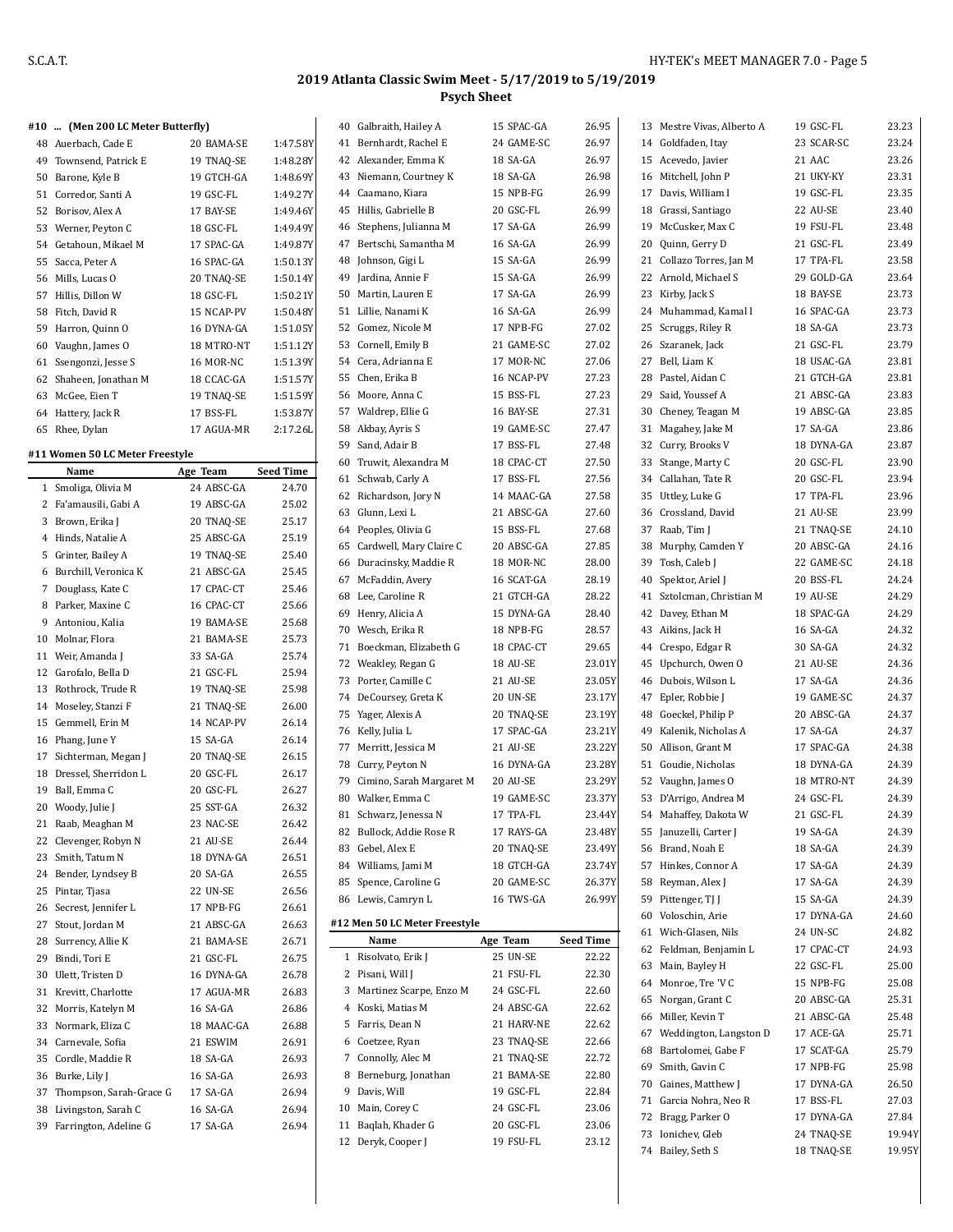## 2019 Atlanta Classic Swim Meet - 5/17/2019 to 5/19/2019
### Psych Sheet

#### #10 ... (Men 200 LC Meter Butterfly)

| | Name | Age | Team | Seed Time |
|---|---|---|---|---|
| 48 | Auerbach, Cade E | 20 | BAMA-SE | 1:47.58Y |
| 49 | Townsend, Patrick E | 19 | TNAQ-SE | 1:48.28Y |
| 50 | Barone, Kyle B | 19 | GTCH-GA | 1:48.69Y |
| 51 | Corredor, Santi A | 19 | GSC-FL | 1:49.27Y |
| 52 | Borisov, Alex A | 17 | BAY-SE | 1:49.46Y |
| 53 | Werner, Peyton C | 18 | GSC-FL | 1:49.49Y |
| 54 | Getahoun, Mikael M | 17 | SPAC-GA | 1:49.87Y |
| 55 | Sacca, Peter A | 16 | SPAC-GA | 1:50.13Y |
| 56 | Mills, Lucas O | 20 | TNAQ-SE | 1:50.14Y |
| 57 | Hillis, Dillon W | 18 | GSC-FL | 1:50.21Y |
| 58 | Fitch, David R | 15 | NCAP-PV | 1:50.48Y |
| 59 | Harron, Quinn O | 16 | DYNA-GA | 1:51.05Y |
| 60 | Vaughn, James O | 18 | MTRO-NT | 1:51.12Y |
| 61 | Ssengonzi, Jesse S | 16 | MOR-NC | 1:51.39Y |
| 62 | Shaheen, Jonathan M | 18 | CCAC-GA | 1:51.57Y |
| 63 | McGee, Eien T | 19 | TNAQ-SE | 1:51.59Y |
| 64 | Hattery, Jack R | 17 | BSS-FL | 1:53.87Y |
| 65 | Rhee, Dylan | 17 | AGUA-MR | 2:17.26L |

#### #11 Women 50 LC Meter Freestyle

| | Name | Age | Team | Seed Time |
|---|---|---|---|---|
| 1 | Smoliga, Olivia M | 24 | ABSC-GA | 24.70 |
| 2 | Fa'amausili, Gabi A | 19 | ABSC-GA | 25.02 |
| 3 | Brown, Erika J | 20 | TNAQ-SE | 25.17 |
| 4 | Hinds, Natalie A | 25 | ABSC-GA | 25.19 |
| 5 | Grinter, Bailey A | 19 | TNAQ-SE | 25.40 |
| 6 | Burchill, Veronica K | 21 | ABSC-GA | 25.45 |
| 7 | Douglass, Kate C | 17 | CPAC-CT | 25.46 |
| 8 | Parker, Maxine C | 16 | CPAC-CT | 25.66 |
| 9 | Antoniou, Kalia | 19 | BAMA-SE | 25.68 |
| 10 | Molnar, Flora | 21 | BAMA-SE | 25.73 |
| 11 | Weir, Amanda J | 33 | SA-GA | 25.74 |
| 12 | Garofalo, Bella D | 21 | GSC-FL | 25.94 |
| 13 | Rothrock, Trude R | 19 | TNAQ-SE | 25.98 |
| 14 | Moseley, Stanzi F | 21 | TNAQ-SE | 26.00 |
| 15 | Gemmell, Erin M | 14 | NCAP-PV | 26.14 |
| 16 | Phang, June Y | 15 | SA-GA | 26.14 |
| 17 | Sichterman, Megan J | 20 | TNAQ-SE | 26.15 |
| 18 | Dressel, Sherridon L | 20 | GSC-FL | 26.17 |
| 19 | Ball, Emma C | 20 | GSC-FL | 26.27 |
| 20 | Woody, Julie J | 25 | SST-GA | 26.32 |
| 21 | Raab, Meaghan M | 23 | NAC-SE | 26.42 |
| 22 | Clevenger, Robyn N | 21 | AU-SE | 26.44 |
| 23 | Smith, Tatum N | 18 | DYNA-GA | 26.51 |
| 24 | Bender, Lyndsey B | 20 | SA-GA | 26.55 |
| 25 | Pintar, Tjasa | 22 | UN-SE | 26.56 |
| 26 | Secrest, Jennifer L | 17 | NPB-FG | 26.61 |
| 27 | Stout, Jordan M | 21 | ABSC-GA | 26.63 |
| 28 | Surrency, Allie K | 21 | BAMA-SE | 26.71 |
| 29 | Bindi, Tori E | 21 | GSC-FL | 26.75 |
| 30 | Ulett, Tristen D | 16 | DYNA-GA | 26.78 |
| 31 | Krevitt, Charlotte | 17 | AGUA-MR | 26.83 |
| 32 | Morris, Katelyn M | 16 | SA-GA | 26.86 |
| 33 | Normark, Eliza C | 18 | MAAC-GA | 26.88 |
| 34 | Carnevale, Sofia | 21 | ESWIM | 26.91 |
| 35 | Cordle, Maddie R | 18 | SA-GA | 26.93 |
| 36 | Burke, Lily J | 16 | SA-GA | 26.93 |
| 37 | Thompson, Sarah-Grace G | 17 | SA-GA | 26.94 |
| 38 | Livingston, Sarah C | 16 | SA-GA | 26.94 |
| 39 | Farrington, Adeline G | 17 | SA-GA | 26.94 |
| 40 | Galbraith, Hailey A | 15 | SPAC-GA | 26.95 |
| 41 | Bernhardt, Rachel E | 24 | GAME-SC | 26.97 |
| 42 | Alexander, Emma K | 18 | SA-GA | 26.97 |
| 43 | Niemann, Courtney K | 18 | SA-GA | 26.98 |
| 44 | Caamano, Kiara | 15 | NPB-FG | 26.99 |
| 45 | Hillis, Gabrielle B | 20 | GSC-FL | 26.99 |
| 46 | Stephens, Julianna M | 17 | SA-GA | 26.99 |
| 47 | Bertschi, Samantha M | 16 | SA-GA | 26.99 |
| 48 | Johnson, Gigi L | 15 | SA-GA | 26.99 |
| 49 | Jardina, Annie F | 15 | SA-GA | 26.99 |
| 50 | Martin, Lauren E | 17 | SA-GA | 26.99 |
| 51 | Lillie, Nanami K | 16 | SA-GA | 26.99 |
| 52 | Gomez, Nicole M | 17 | NPB-FG | 27.02 |
| 53 | Cornell, Emily B | 21 | GAME-SC | 27.02 |
| 54 | Cera, Adrianna E | 17 | MOR-NC | 27.06 |
| 55 | Chen, Erika B | 16 | NCAP-PV | 27.23 |
| 56 | Moore, Anna C | 15 | BSS-FL | 27.23 |
| 57 | Waldrep, Ellie G | 16 | BAY-SE | 27.31 |
| 58 | Akbay, Ayris S | 19 | GAME-SC | 27.47 |
| 59 | Sand, Adair B | 17 | BSS-FL | 27.48 |
| 60 | Truwit, Alexandra M | 18 | CPAC-CT | 27.50 |
| 61 | Schwab, Carly A | 17 | BSS-FL | 27.56 |
| 62 | Richardson, Jory N | 14 | MAAC-GA | 27.58 |
| 63 | Glunn, Lexi L | 21 | ABSC-GA | 27.60 |
| 64 | Peoples, Olivia G | 15 | BSS-FL | 27.68 |
| 65 | Cardwell, Mary Claire C | 20 | ABSC-GA | 27.85 |
| 66 | Duracinsky, Maddie R | 18 | MOR-NC | 28.00 |
| 67 | McFaddin, Avery | 16 | SCAT-GA | 28.19 |
| 68 | Lee, Caroline R | 21 | GTCH-GA | 28.22 |
| 69 | Henry, Alicia A | 15 | DYNA-GA | 28.40 |
| 70 | Wesch, Erika R | 18 | NPB-FG | 28.57 |
| 71 | Boeckman, Elizabeth G | 18 | CPAC-CT | 29.65 |
| 72 | Weakley, Regan G | 18 | AU-SE | 23.01Y |
| 73 | Porter, Camille C | 21 | AU-SE | 23.05Y |
| 74 | DeCoursey, Greta K | 20 | UN-SE | 23.17Y |
| 75 | Yager, Alexis A | 20 | TNAQ-SE | 23.19Y |
| 76 | Kelly, Julia L | 17 | SPAC-GA | 23.21Y |
| 77 | Merritt, Jessica M | 21 | AU-SE | 23.22Y |
| 78 | Curry, Peyton N | 16 | DYNA-GA | 23.28Y |
| 79 | Cimino, Sarah Margaret M | 20 | AU-SE | 23.29Y |
| 80 | Walker, Emma C | 19 | GAME-SC | 23.37Y |
| 81 | Schwarz, Jenessa N | 17 | TPA-FL | 23.44Y |
| 82 | Bullock, Addie Rose R | 17 | RAYS-GA | 23.48Y |
| 83 | Gebel, Alex E | 20 | TNAQ-SE | 23.49Y |
| 84 | Williams, Jami M | 18 | GTCH-GA | 23.74Y |
| 85 | Spence, Caroline G | 20 | GAME-SC | 26.37Y |
| 86 | Lewis, Camryn L | 16 | TWS-GA | 26.99Y |

#### #12 Men 50 LC Meter Freestyle

| | Name | Age | Team | Seed Time |
|---|---|---|---|---|
| 1 | Risolvato, Erik J | 25 | UN-SE | 22.22 |
| 2 | Pisani, Will J | 21 | FSU-FL | 22.30 |
| 3 | Martinez Scarpe, Enzo M | 24 | GSC-FL | 22.60 |
| 4 | Koski, Matias M | 24 | ABSC-GA | 22.62 |
| 5 | Farris, Dean N | 21 | HARV-NE | 22.62 |
| 6 | Coetzee, Ryan | 23 | TNAQ-SE | 22.66 |
| 7 | Connolly, Alec M | 21 | TNAQ-SE | 22.72 |
| 8 | Berneburg, Jonathan | 21 | BAMA-SE | 22.80 |
| 9 | Davis, Will | 19 | GSC-FL | 22.84 |
| 10 | Main, Corey C | 24 | GSC-FL | 23.06 |
| 11 | Baqlah, Khader G | 20 | GSC-FL | 23.06 |
| 12 | Deryk, Cooper J | 19 | FSU-FL | 23.12 |
| 13 | Mestre Vivas, Alberto A | 19 | GSC-FL | 23.23 |
| 14 | Goldfaden, Itay | 23 | SCAR-SC | 23.24 |
| 15 | Acevedo, Javier | 21 | AAC | 23.26 |
| 16 | Mitchell, John P | 21 | UKY-KY | 23.31 |
| 17 | Davis, William I | 19 | GSC-FL | 23.35 |
| 18 | Grassi, Santiago | 22 | AU-SE | 23.40 |
| 19 | McCusker, Max C | 19 | FSU-FL | 23.48 |
| 20 | Quinn, Gerry D | 21 | GSC-FL | 23.49 |
| 21 | Collazo Torres, Jan M | 17 | TPA-FL | 23.58 |
| 22 | Arnold, Michael S | 29 | GOLD-GA | 23.64 |
| 23 | Kirby, Jack S | 18 | BAY-SE | 23.73 |
| 24 | Muhammad, Kamal I | 16 | SPAC-GA | 23.73 |
| 25 | Scruggs, Riley R | 18 | SA-GA | 23.73 |
| 26 | Szaranek, Jack | 21 | GSC-FL | 23.79 |
| 27 | Bell, Liam K | 18 | USAC-GA | 23.81 |
| 28 | Pastel, Aidan C | 21 | GTCH-GA | 23.81 |
| 29 | Said, Youssef A | 21 | ABSC-GA | 23.83 |
| 30 | Cheney, Teagan M | 19 | ABSC-GA | 23.85 |
| 31 | Magahey, Jake M | 17 | SA-GA | 23.86 |
| 32 | Curry, Brooks V | 18 | DYNA-GA | 23.87 |
| 33 | Stange, Marty C | 20 | GSC-FL | 23.90 |
| 34 | Callahan, Tate R | 20 | GSC-FL | 23.94 |
| 35 | Uttley, Luke G | 17 | TPA-FL | 23.96 |
| 36 | Crossland, David | 21 | AU-SE | 23.99 |
| 37 | Raab, Tim J | 21 | TNAQ-SE | 24.10 |
| 38 | Murphy, Camden Y | 20 | ABSC-GA | 24.16 |
| 39 | Tosh, Caleb J | 22 | GAME-SC | 24.18 |
| 40 | Spektor, Ariel J | 20 | BSS-FL | 24.24 |
| 41 | Sztolcman, Christian M | 19 | AU-SE | 24.29 |
| 42 | Davey, Ethan M | 18 | SPAC-GA | 24.29 |
| 43 | Aikins, Jack H | 16 | SA-GA | 24.32 |
| 44 | Crespo, Edgar R | 30 | SA-GA | 24.32 |
| 45 | Upchurch, Owen O | 21 | AU-SE | 24.36 |
| 46 | Dubois, Wilson L | 17 | SA-GA | 24.36 |
| 47 | Epler, Robbie J | 19 | GAME-SC | 24.37 |
| 48 | Goeckel, Philip P | 20 | ABSC-GA | 24.37 |
| 49 | Kalenik, Nicholas A | 17 | SA-GA | 24.37 |
| 50 | Allison, Grant M | 17 | SPAC-GA | 24.38 |
| 51 | Goudie, Nicholas | 18 | DYNA-GA | 24.39 |
| 52 | Vaughn, James O | 18 | MTRO-NT | 24.39 |
| 53 | D'Arrigo, Andrea M | 24 | GSC-FL | 24.39 |
| 54 | Mahaffey, Dakota W | 21 | GSC-FL | 24.39 |
| 55 | Januzelli, Carter J | 19 | SA-GA | 24.39 |
| 56 | Brand, Noah E | 18 | SA-GA | 24.39 |
| 57 | Hinkes, Connor A | 17 | SA-GA | 24.39 |
| 58 | Reyman, Alex J | 17 | SA-GA | 24.39 |
| 59 | Pittenger, TJ J | 15 | SA-GA | 24.39 |
| 60 | Voloschin, Arie | 17 | DYNA-GA | 24.60 |
| 61 | Wich-Glasen, Nils | 24 | UN-SC | 24.82 |
| 62 | Feldman, Benjamin L | 17 | CPAC-CT | 24.93 |
| 63 | Main, Bayley H | 22 | GSC-FL | 25.00 |
| 64 | Monroe, Tre 'V C | 15 | NPB-FG | 25.08 |
| 65 | Norgan, Grant C | 20 | ABSC-GA | 25.31 |
| 66 | Miller, Kevin T | 21 | ABSC-GA | 25.48 |
| 67 | Weddington, Langston D | 17 | ACE-GA | 25.71 |
| 68 | Bartolomei, Gabe F | 17 | SCAT-GA | 25.79 |
| 69 | Smith, Gavin C | 17 | NPB-FG | 25.98 |
| 70 | Gaines, Matthew J | 17 | DYNA-GA | 26.50 |
| 71 | Garcia Nohra, Neo R | 17 | BSS-FL | 27.03 |
| 72 | Bragg, Parker O | 17 | DYNA-GA | 27.84 |
| 73 | Ionichev, Gleb | 24 | TNAQ-SE | 19.94Y |
| 74 | Bailey, Seth S | 18 | TNAQ-SE | 19.95Y |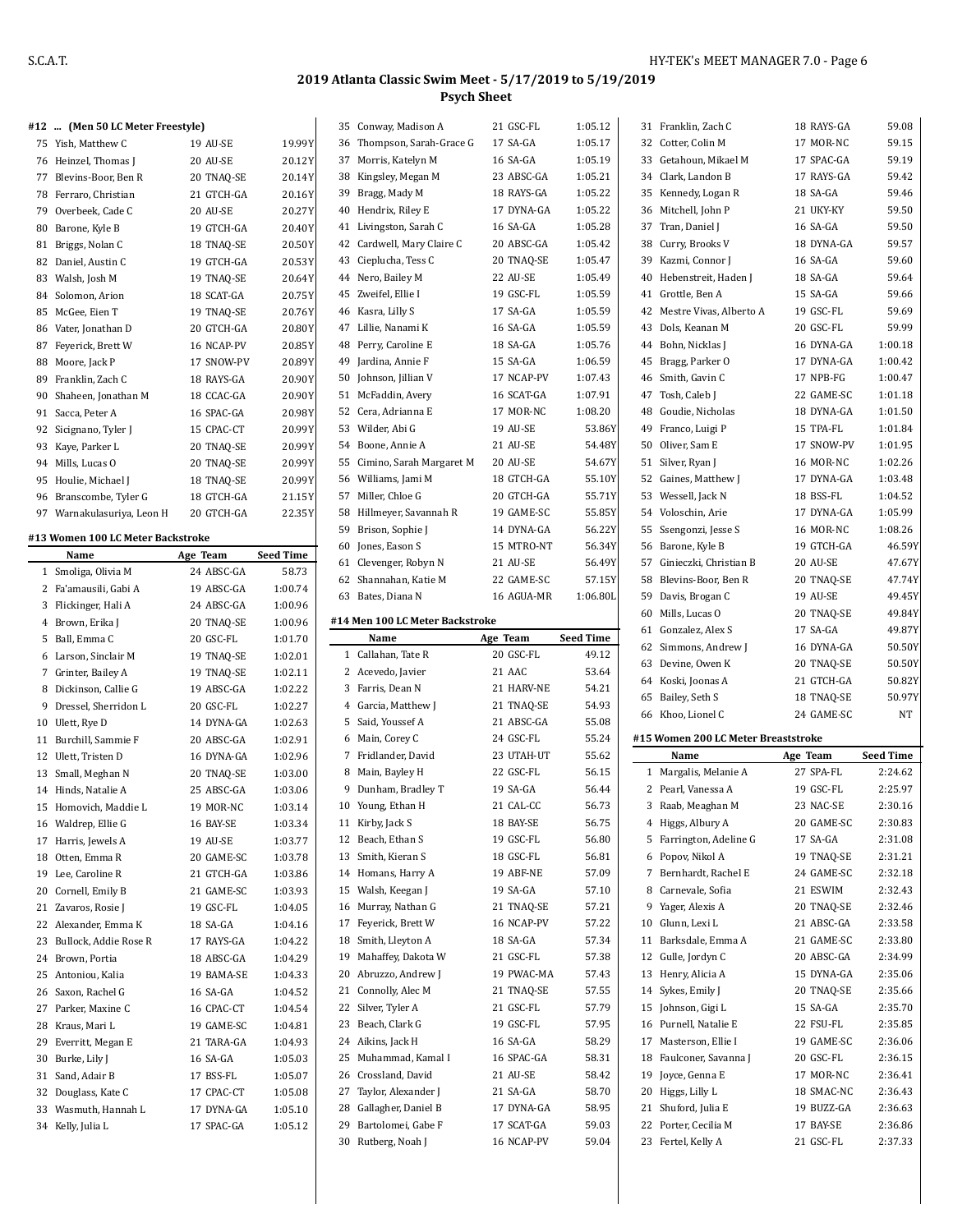## 2019 Atlanta Classic Swim Meet - 5/17/2019 to 5/19/2019

### Psych Sheet

#### #12 ... (Men 50 LC Meter Freestyle)

| | Name | Age | Team | Seed Time |
|---|---|---|---|---|
| 75 | Yish, Matthew C | 19 | AU-SE | 19.99Y |
| 76 | Heinzel, Thomas J | 20 | AU-SE | 20.12Y |
| 77 | Blevins-Boor, Ben R | 20 | TNAQ-SE | 20.14Y |
| 78 | Ferraro, Christian | 21 | GTCH-GA | 20.16Y |
| 79 | Overbeek, Cade C | 20 | AU-SE | 20.27Y |
| 80 | Barone, Kyle B | 19 | GTCH-GA | 20.40Y |
| 81 | Briggs, Nolan C | 18 | TNAQ-SE | 20.50Y |
| 82 | Daniel, Austin C | 19 | GTCH-GA | 20.53Y |
| 83 | Walsh, Josh M | 19 | TNAQ-SE | 20.64Y |
| 84 | Solomon, Arion | 18 | SCAT-GA | 20.75Y |
| 85 | McGee, Eien T | 19 | TNAQ-SE | 20.76Y |
| 86 | Vater, Jonathan D | 20 | GTCH-GA | 20.80Y |
| 87 | Feyerick, Brett W | 16 | NCAP-PV | 20.85Y |
| 88 | Moore, Jack P | 17 | SNOW-PV | 20.89Y |
| 89 | Franklin, Zach C | 18 | RAYS-GA | 20.90Y |
| 90 | Shaheen, Jonathan M | 18 | CCAC-GA | 20.90Y |
| 91 | Sacca, Peter A | 16 | SPAC-GA | 20.98Y |
| 92 | Sicignano, Tyler J | 15 | CPAC-CT | 20.99Y |
| 93 | Kaye, Parker L | 20 | TNAQ-SE | 20.99Y |
| 94 | Mills, Lucas O | 20 | TNAQ-SE | 20.99Y |
| 95 | Houlie, Michael J | 18 | TNAQ-SE | 20.99Y |
| 96 | Branscombe, Tyler G | 18 | GTCH-GA | 21.15Y |
| 97 | Warnakulasuriya, Leon H | 20 | GTCH-GA | 22.35Y |

#### #13 Women 100 LC Meter Backstroke

| | Name | Age | Team | Seed Time |
|---|---|---|---|---|
| 1 | Smoliga, Olivia M | 24 | ABSC-GA | 58.73 |
| 2 | Fa'amausili, Gabi A | 19 | ABSC-GA | 1:00.74 |
| 3 | Flickinger, Hali A | 24 | ABSC-GA | 1:00.96 |
| 4 | Brown, Erika J | 20 | TNAQ-SE | 1:00.96 |
| 5 | Ball, Emma C | 20 | GSC-FL | 1:01.70 |
| 6 | Larson, Sinclair M | 19 | TNAQ-SE | 1:02.01 |
| 7 | Grinter, Bailey A | 19 | TNAQ-SE | 1:02.11 |
| 8 | Dickinson, Callie G | 19 | ABSC-GA | 1:02.22 |
| 9 | Dressel, Sherridon L | 20 | GSC-FL | 1:02.27 |
| 10 | Ulett, Rye D | 14 | DYNA-GA | 1:02.63 |
| 11 | Burchill, Sammie F | 20 | ABSC-GA | 1:02.91 |
| 12 | Ulett, Tristen D | 16 | DYNA-GA | 1:02.96 |
| 13 | Small, Meghan N | 20 | TNAQ-SE | 1:03.00 |
| 14 | Hinds, Natalie A | 25 | ABSC-GA | 1:03.06 |
| 15 | Homovich, Maddie L | 19 | MOR-NC | 1:03.14 |
| 16 | Waldrep, Ellie G | 16 | BAY-SE | 1:03.34 |
| 17 | Harris, Jewels A | 19 | AU-SE | 1:03.77 |
| 18 | Otten, Emma R | 20 | GAME-SC | 1:03.78 |
| 19 | Lee, Caroline R | 21 | GTCH-GA | 1:03.86 |
| 20 | Cornell, Emily B | 21 | GAME-SC | 1:03.93 |
| 21 | Zavaros, Rosie J | 19 | GSC-FL | 1:04.05 |
| 22 | Alexander, Emma K | 18 | SA-GA | 1:04.16 |
| 23 | Bullock, Addie Rose R | 17 | RAYS-GA | 1:04.22 |
| 24 | Brown, Portia | 18 | ABSC-GA | 1:04.29 |
| 25 | Antoniou, Kalia | 19 | BAMA-SE | 1:04.33 |
| 26 | Saxon, Rachel G | 16 | SA-GA | 1:04.52 |
| 27 | Parker, Maxine C | 16 | CPAC-CT | 1:04.54 |
| 28 | Kraus, Mari L | 19 | GAME-SC | 1:04.81 |
| 29 | Everritt, Megan E | 21 | TARA-GA | 1:04.93 |
| 30 | Burke, Lily J | 16 | SA-GA | 1:05.03 |
| 31 | Sand, Adair B | 17 | BSS-FL | 1:05.07 |
| 32 | Douglass, Kate C | 17 | CPAC-CT | 1:05.08 |
| 33 | Wasmuth, Hannah L | 17 | DYNA-GA | 1:05.10 |
| 34 | Kelly, Julia L | 17 | SPAC-GA | 1:05.12 |
| 35 | Conway, Madison A | 21 | GSC-FL | 1:05.12 |
| 36 | Thompson, Sarah-Grace G | 17 | SA-GA | 1:05.17 |
| 37 | Morris, Katelyn M | 16 | SA-GA | 1:05.19 |
| 38 | Kingsley, Megan M | 23 | ABSC-GA | 1:05.21 |
| 39 | Bragg, Mady M | 18 | RAYS-GA | 1:05.22 |
| 40 | Hendrix, Riley E | 17 | DYNA-GA | 1:05.22 |
| 41 | Livingston, Sarah C | 16 | SA-GA | 1:05.28 |
| 42 | Cardwell, Mary Claire C | 20 | ABSC-GA | 1:05.42 |
| 43 | Cieplucha, Tess C | 20 | TNAQ-SE | 1:05.47 |
| 44 | Nero, Bailey M | 22 | AU-SE | 1:05.49 |
| 45 | Zweifel, Ellie I | 19 | GSC-FL | 1:05.59 |
| 46 | Kasra, Lilly S | 17 | SA-GA | 1:05.59 |
| 47 | Lillie, Nanami K | 16 | SA-GA | 1:05.59 |
| 48 | Perry, Caroline E | 18 | SA-GA | 1:05.76 |
| 49 | Jardina, Annie F | 15 | SA-GA | 1:06.59 |
| 50 | Johnson, Jillian V | 17 | NCAP-PV | 1:07.43 |
| 51 | McFaddin, Avery | 16 | SCAT-GA | 1:07.91 |
| 52 | Cera, Adrianna E | 17 | MOR-NC | 1:08.20 |
| 53 | Wilder, Abi G | 19 | AU-SE | 53.86Y |
| 54 | Boone, Annie A | 21 | AU-SE | 54.48Y |
| 55 | Cimino, Sarah Margaret M | 20 | AU-SE | 54.67Y |
| 56 | Williams, Jami M | 18 | GTCH-GA | 55.10Y |
| 57 | Miller, Chloe G | 20 | GTCH-GA | 55.71Y |
| 58 | Hillmeyer, Savannah R | 19 | GAME-SC | 55.85Y |
| 59 | Brison, Sophie J | 14 | DYNA-GA | 56.22Y |
| 60 | Jones, Eason S | 15 | MTRO-NT | 56.34Y |
| 61 | Clevenger, Robyn N | 21 | AU-SE | 56.49Y |
| 62 | Shannahan, Katie M | 22 | GAME-SC | 57.15Y |
| 63 | Bates, Diana N | 16 | AGUA-MR | 1:06.80L |

#### #14 Men 100 LC Meter Backstroke

| | Name | Age | Team | Seed Time |
|---|---|---|---|---|
| 1 | Callahan, Tate R | 20 | GSC-FL | 49.12 |
| 2 | Acevedo, Javier | 21 | AAC | 53.64 |
| 3 | Farris, Dean N | 21 | HARV-NE | 54.21 |
| 4 | Garcia, Matthew J | 21 | TNAQ-SE | 54.93 |
| 5 | Said, Youssef A | 21 | ABSC-GA | 55.08 |
| 6 | Main, Corey C | 24 | GSC-FL | 55.24 |
| 7 | Fridlander, David | 23 | UTAH-UT | 55.62 |
| 8 | Main, Bayley H | 22 | GSC-FL | 56.15 |
| 9 | Dunham, Bradley T | 19 | SA-GA | 56.44 |
| 10 | Young, Ethan H | 21 | CAL-CC | 56.73 |
| 11 | Kirby, Jack S | 18 | BAY-SE | 56.75 |
| 12 | Beach, Ethan S | 19 | GSC-FL | 56.80 |
| 13 | Smith, Kieran S | 18 | GSC-FL | 56.81 |
| 14 | Homans, Harry A | 19 | ABF-NE | 57.09 |
| 15 | Walsh, Keegan J | 19 | SA-GA | 57.10 |
| 16 | Murray, Nathan G | 21 | TNAQ-SE | 57.21 |
| 17 | Feyerick, Brett W | 16 | NCAP-PV | 57.22 |
| 18 | Smith, Lleyton A | 18 | SA-GA | 57.34 |
| 19 | Mahaffey, Dakota W | 21 | GSC-FL | 57.38 |
| 20 | Abbruzzo, Andrew J | 19 | PWAC-MA | 57.43 |
| 21 | Connolly, Alec M | 21 | TNAQ-SE | 57.55 |
| 22 | Silver, Tyler A | 21 | GSC-FL | 57.79 |
| 23 | Beach, Clark G | 19 | GSC-FL | 57.95 |
| 24 | Aikins, Jack H | 16 | SA-GA | 58.29 |
| 25 | Muhammad, Kamal I | 16 | SPAC-GA | 58.31 |
| 26 | Crossland, David | 21 | AU-SE | 58.42 |
| 27 | Taylor, Alexander J | 21 | SA-GA | 58.70 |
| 28 | Gallagher, Daniel B | 17 | DYNA-GA | 58.95 |
| 29 | Bartolomei, Gabe F | 17 | SCAT-GA | 59.03 |
| 30 | Rutberg, Noah J | 16 | NCAP-PV | 59.04 |
| 31 | Franklin, Zach C | 18 | RAYS-GA | 59.08 |
| 32 | Cotter, Colin M | 17 | MOR-NC | 59.15 |
| 33 | Getahoun, Mikael M | 17 | SPAC-GA | 59.19 |
| 34 | Clark, Landon B | 17 | RAYS-GA | 59.42 |
| 35 | Kennedy, Logan R | 18 | SA-GA | 59.46 |
| 36 | Mitchell, John P | 21 | UKY-KY | 59.50 |
| 37 | Tran, Daniel J | 16 | SA-GA | 59.50 |
| 38 | Curry, Brooks V | 18 | DYNA-GA | 59.57 |
| 39 | Kazmi, Connor J | 16 | SA-GA | 59.60 |
| 40 | Hebenstreit, Haden J | 18 | SA-GA | 59.64 |
| 41 | Grottle, Ben A | 15 | SA-GA | 59.66 |
| 42 | Mestre Vivas, Alberto A | 19 | GSC-FL | 59.69 |
| 43 | Dols, Keanan M | 20 | GSC-FL | 59.99 |
| 44 | Bohn, Nicklas J | 16 | DYNA-GA | 1:00.18 |
| 45 | Bragg, Parker O | 17 | DYNA-GA | 1:00.42 |
| 46 | Smith, Gavin C | 17 | NPB-FG | 1:00.47 |
| 47 | Tosh, Caleb J | 22 | GAME-SC | 1:01.18 |
| 48 | Goudie, Nicholas | 18 | DYNA-GA | 1:01.50 |
| 49 | Franco, Luigi P | 15 | TPA-FL | 1:01.84 |
| 50 | Oliver, Sam E | 17 | SNOW-PV | 1:01.95 |
| 51 | Silver, Ryan J | 16 | MOR-NC | 1:02.26 |
| 52 | Gaines, Matthew J | 17 | DYNA-GA | 1:03.48 |
| 53 | Wessell, Jack N | 18 | BSS-FL | 1:04.52 |
| 54 | Voloschin, Arie | 17 | DYNA-GA | 1:05.99 |
| 55 | Ssengonzi, Jesse S | 16 | MOR-NC | 1:08.26 |
| 56 | Barone, Kyle B | 19 | GTCH-GA | 46.59Y |
| 57 | Ginieczki, Christian B | 20 | AU-SE | 47.67Y |
| 58 | Blevins-Boor, Ben R | 20 | TNAQ-SE | 47.74Y |
| 59 | Davis, Brogan C | 19 | AU-SE | 49.45Y |
| 60 | Mills, Lucas O | 20 | TNAQ-SE | 49.84Y |
| 61 | Gonzalez, Alex S | 17 | SA-GA | 49.87Y |
| 62 | Simmons, Andrew J | 16 | DYNA-GA | 50.50Y |
| 63 | Devine, Owen K | 20 | TNAQ-SE | 50.50Y |
| 64 | Koski, Joonas A | 21 | GTCH-GA | 50.82Y |
| 65 | Bailey, Seth S | 18 | TNAQ-SE | 50.97Y |
| 66 | Khoo, Lionel C | 24 | GAME-SC | NT |

#### #15 Women 200 LC Meter Breaststroke

| | Name | Age | Team | Seed Time |
|---|---|---|---|---|
| 1 | Margalis, Melanie A | 27 | SPA-FL | 2:24.62 |
| 2 | Pearl, Vanessa A | 19 | GSC-FL | 2:25.97 |
| 3 | Raab, Meaghan M | 23 | NAC-SE | 2:30.16 |
| 4 | Higgs, Albury A | 20 | GAME-SC | 2:30.83 |
| 5 | Farrington, Adeline G | 17 | SA-GA | 2:31.08 |
| 6 | Popov, Nikol A | 19 | TNAQ-SE | 2:31.21 |
| 7 | Bernhardt, Rachel E | 24 | GAME-SC | 2:32.18 |
| 8 | Carnevale, Sofia | 21 | ESWIM | 2:32.43 |
| 9 | Yager, Alexis A | 20 | TNAQ-SE | 2:32.46 |
| 10 | Glunn, Lexi L | 21 | ABSC-GA | 2:33.58 |
| 11 | Barksdale, Emma A | 21 | GAME-SC | 2:33.80 |
| 12 | Gulle, Jordyn C | 20 | ABSC-GA | 2:34.99 |
| 13 | Henry, Alicia A | 15 | DYNA-GA | 2:35.06 |
| 14 | Sykes, Emily J | 20 | TNAQ-SE | 2:35.66 |
| 15 | Johnson, Gigi L | 15 | SA-GA | 2:35.70 |
| 16 | Purnell, Natalie E | 22 | FSU-FL | 2:35.85 |
| 17 | Masterson, Ellie I | 19 | GAME-SC | 2:36.06 |
| 18 | Faulconer, Savanna J | 20 | GSC-FL | 2:36.15 |
| 19 | Joyce, Genna E | 17 | MOR-NC | 2:36.41 |
| 20 | Higgs, Lilly L | 18 | SMAC-NC | 2:36.43 |
| 21 | Shuford, Julia E | 19 | BUZZ-GA | 2:36.63 |
| 22 | Porter, Cecilia M | 17 | BAY-SE | 2:36.86 |
| 23 | Fertel, Kelly A | 21 | GSC-FL | 2:37.33 |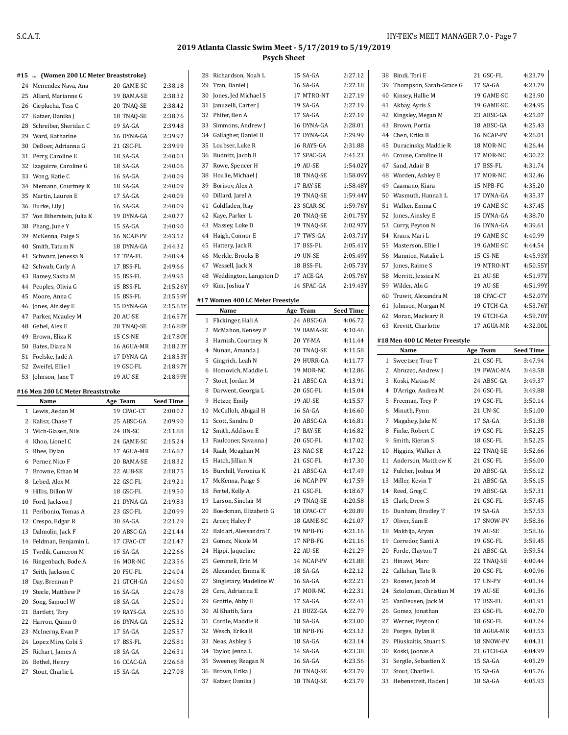## 2019 Atlanta Classic Swim Meet - 5/17/2019 to 5/19/2019

### Psych Sheet

#### #15 ... (Women 200 LC Meter Breaststroke)

| | Name | Age | Team | Seed Time |
|---|---|---|---|---|
| 24 | Menendez Nava, Ana | 20 | GAME-SC | 2:38.18 |
| 25 | Allard, Marianne G | 19 | BAMA-SE | 2:38.32 |
| 26 | Cieplucha, Tess C | 20 | TNAQ-SE | 2:38.42 |
| 27 | Katzer, Danika J | 18 | TNAQ-SE | 2:38.76 |
| 28 | Schreiber, Sheridan C | 19 | SA-GA | 2:39.48 |
| 29 | Ward, Katharine | 16 | DYNA-GA | 2:39.97 |
| 30 | DeBoer, Adrianna G | 21 | GSC-FL | 2:39.99 |
| 31 | Perry, Caroline E | 18 | SA-GA | 2:40.03 |
| 32 | Izaguirre, Caroline G | 18 | SA-GA | 2:40.06 |
| 33 | Wong, Katie C | 16 | SA-GA | 2:40.09 |
| 34 | Niemann, Courtney K | 18 | SA-GA | 2:40.09 |
| 35 | Martin, Lauren E | 17 | SA-GA | 2:40.09 |
| 36 | Burke, Lily J | 16 | SA-GA | 2:40.09 |
| 37 | Von Biberstein, Julia K | 19 | DYNA-GA | 2:40.77 |
| 38 | Phang, June Y | 15 | SA-GA | 2:40.90 |
| 39 | McKenna, Paige S | 16 | NCAP-PV | 2:43.12 |
| 40 | Smith, Tatum N | 18 | DYNA-GA | 2:44.32 |
| 41 | Schwarz, Jenessa N | 17 | TPA-FL | 2:48.94 |
| 42 | Schwab, Carly A | 17 | BSS-FL | 2:49.66 |
| 43 | Ramey, Sasha M | 15 | BSS-FL | 2:49.95 |
| 44 | Peoples, Olivia G | 15 | BSS-FL | 2:15.26Y |
| 45 | Moore, Anna C | 15 | BSS-FL | 2:15.59Y |
| 46 | Jones, Ainsley E | 15 | DYNA-GA | 2:15.61Y |
| 47 | Parker, Mcauley M | 20 | AU-SE | 2:16.57Y |
| 48 | Gebel, Alex E | 20 | TNAQ-SE | 2:16.88Y |
| 49 | Brown, Eliza K | 15 | CS-NE | 2:17.80Y |
| 50 | Bates, Diana N | 16 | AGUA-MR | 2:18.23Y |
| 51 | Foelske, Jadé A | 17 | DYNA-GA | 2:18.53Y |
| 52 | Zweifel, Ellie I | 19 | GSC-FL | 2:18.97Y |
| 53 | Johnson, Jane T | 19 | AU-SE | 2:18.99Y |

#### #16 Men 200 LC Meter Breaststroke

| | Name | Age | Team | Seed Time |
|---|---|---|---|---|
| 1 | Lewis, Aedan M | 19 | CPAC-CT | 2:00.02 |
| 2 | Kalisz, Chase T | 25 | ABSC-GA | 2:09.90 |
| 3 | Wich-Glasen, Nils | 24 | UN-SC | 2:11.88 |
| 4 | Khoo, Lionel C | 24 | GAME-SC | 2:15.24 |
| 5 | Rhee, Dylan | 17 | AGUA-MR | 2:16.87 |
| 6 | Perner, Nico F | 20 | BAMA-SE | 2:18.32 |
| 7 | Browne, Ethan M | 22 | AUB-SE | 2:18.75 |
| 8 | Lebed, Alex M | 22 | GSC-FL | 2:19.21 |
| 9 | Hillis, Dillon W | 18 | GSC-FL | 2:19.50 |
| 10 | Ford, Jackson J | 21 | DYNA-GA | 2:19.83 |
| 11 | Peribonio, Tomas A | 23 | GSC-FL | 2:20.99 |
| 12 | Crespo, Edgar R | 30 | SA-GA | 2:21.29 |
| 13 | Dalmolin, Jack F | 20 | ABSC-GA | 2:21.44 |
| 14 | Feldman, Benjamin L | 17 | CPAC-CT | 2:21.47 |
| 15 | Tvrdik, Cameron M | 16 | SA-GA | 2:22.66 |
| 16 | Ringenbach, Bode A | 16 | MOR-NC | 2:23.56 |
| 17 | Seith, Jackson C | 20 | FSU-FL | 2:24.04 |
| 18 | Day, Brennan P | 21 | GTCH-GA | 2:24.60 |
| 19 | Steele, Matthew P | 16 | SA-GA | 2:24.78 |
| 20 | Song, Samuel W | 18 | SA-GA | 2:25.01 |
| 21 | Bartlett, Tory | 19 | RAYS-GA | 2:25.30 |
| 22 | Harron, Quinn O | 16 | DYNA-GA | 2:25.32 |
| 23 | McInerny, Evan P | 17 | SA-GA | 2:25.57 |
| 24 | Lopez Miro, Cobi S | 17 | BSS-FL | 2:25.81 |
| 25 | Richart, James A | 18 | SA-GA | 2:26.31 |
| 26 | Bethel, Henry | 16 | CCAC-GA | 2:26.68 |
| 27 | Stout, Charlie L | 15 | SA-GA | 2:27.08 |
| 28 | Richardson, Noah L | 15 | SA-GA | 2:27.12 |
| 29 | Tran, Daniel J | 16 | SA-GA | 2:27.18 |
| 30 | Jones, Jed Michael S | 17 | MTRO-NT | 2:27.19 |
| 31 | Januzelli, Carter J | 19 | SA-GA | 2:27.19 |
| 32 | Phifer, Ben A | 17 | SA-GA | 2:27.19 |
| 33 | Simmons, Andrew J | 16 | DYNA-GA | 2:28.01 |
| 34 | Gallagher, Daniel B | 17 | DYNA-GA | 2:29.99 |
| 35 | Loubser, Luke R | 16 | RAYS-GA | 2:31.88 |
| 36 | Budnitz, Jacob B | 17 | SPAC-GA | 2:41.23 |
| 37 | Rowe, Spencer H | 19 | AU-SE | 1:54.02Y |
| 38 | Houlie, Michael J | 18 | TNAQ-SE | 1:58.09Y |
| 39 | Borisov, Alex A | 17 | BAY-SE | 1:58.48Y |
| 40 | Dillard, Jarel A | 19 | TNAQ-SE | 1:59.44Y |
| 41 | Goldfaden, Itay | 23 | SCAR-SC | 1:59.76Y |
| 42 | Kaye, Parker L | 20 | TNAQ-SE | 2:01.75Y |
| 43 | Massey, Luke D | 19 | TNAQ-SE | 2:02.97Y |
| 44 | Haigh, Connor E | 17 | TWS-GA | 2:03.71Y |
| 45 | Hattery, Jack R | 17 | BSS-FL | 2:05.41Y |
| 46 | Merkle, Brooks B | 19 | UN-SE | 2:05.49Y |
| 47 | Wessell, Jack N | 18 | BSS-FL | 2:05.73Y |
| 48 | Weddington, Langston D | 17 | ACE-GA | 2:05.76Y |
| 49 | Kim, Joshua Y | 14 | SPAC-GA | 2:19.43Y |

#### #17 Women 400 LC Meter Freestyle

| | Name | Age | Team | Seed Time |
|---|---|---|---|---|
| 1 | Flickinger, Hali A | 24 | ABSC-GA | 4:06.72 |
| 2 | McMahon, Kensey P | 19 | BAMA-SE | 4:10.46 |
| 3 | Harnish, Courtney N | 20 | YY-MA | 4:11.44 |
| 4 | Nunan, Amanda J | 20 | TNAQ-SE | 4:11.58 |
| 5 | Gingrich, Leah N | 29 | HURR-GA | 4:11.77 |
| 6 | Homovich, Maddie L | 19 | MOR-NC | 4:12.86 |
| 7 | Stout, Jordan M | 21 | ABSC-GA | 4:13.91 |
| 8 | Darwent, Georgia L | 20 | GSC-FL | 4:15.04 |
| 9 | Hetzer, Emily | 19 | AU-SE | 4:15.57 |
| 10 | McCulloh, Abigail H | 16 | SA-GA | 4:16.60 |
| 11 | Scott, Sandra D | 20 | ABSC-GA | 4:16.81 |
| 12 | Smith, Addison E | 17 | BAY-SE | 4:16.82 |
| 13 | Faulconer, Savanna J | 20 | GSC-FL | 4:17.02 |
| 14 | Raab, Meaghan M | 23 | NAC-SE | 4:17.22 |
| 15 | Hatch, Jillian N | 21 | GSC-FL | 4:17.30 |
| 16 | Burchill, Veronica K | 21 | ABSC-GA | 4:17.49 |
| 17 | McKenna, Paige S | 16 | NCAP-PV | 4:17.59 |
| 18 | Fertel, Kelly A | 21 | GSC-FL | 4:18.67 |
| 19 | Larson, Sinclair M | 19 | TNAQ-SE | 4:20.58 |
| 20 | Boeckman, Elizabeth G | 18 | CPAC-CT | 4:20.89 |
| 21 | Arner, Haley P | 18 | GAME-SC | 4:21.07 |
| 22 | Baldari, Alessandra T | 19 | NPB-FG | 4:21.16 |
| 23 | Gomez, Nicole M | 17 | NPB-FG | 4:21.16 |
| 24 | Hippi, Jaqueline | 22 | AU-SE | 4:21.29 |
| 25 | Gemmell, Erin M | 14 | NCAP-PV | 4:21.88 |
| 26 | Alexander, Emma K | 18 | SA-GA | 4:22.12 |
| 27 | Singletary, Madeline W | 16 | SA-GA | 4:22.21 |
| 28 | Cera, Adrianna E | 17 | MOR-NC | 4:22.31 |
| 29 | Grottle, Abby E | 17 | SA-GA | 4:22.41 |
| 30 | Al Khatib, Sara | 21 | BUZZ-GA | 4:22.79 |
| 31 | Cordle, Maddie R | 18 | SA-GA | 4:23.00 |
| 32 | Wesch, Erika R | 18 | NPB-FG | 4:23.12 |
| 33 | Neas, Ashley S | 18 | SA-GA | 4:23.14 |
| 34 | Taylor, Jenna L | 14 | SA-GA | 4:23.38 |
| 35 | Sweeney, Reagan N | 16 | SA-GA | 4:23.56 |
| 36 | Brown, Erika J | 20 | TNAQ-SE | 4:23.79 |
| 37 | Katzer, Danika J | 18 | TNAQ-SE | 4:23.79 |
| 38 | Bindi, Tori E | 21 | GSC-FL | 4:23.79 |
| 39 | Thompson, Sarah-Grace G | 17 | SA-GA | 4:23.79 |
| 40 | Kinsey, Hallie M | 19 | GAME-SC | 4:23.90 |
| 41 | Akbay, Ayris S | 19 | GAME-SC | 4:24.95 |
| 42 | Kingsley, Megan M | 23 | ABSC-GA | 4:25.07 |
| 43 | Brown, Portia | 18 | ABSC-GA | 4:25.43 |
| 44 | Chen, Erika B | 16 | NCAP-PV | 4:26.01 |
| 45 | Duracinsky, Maddie R | 18 | MOR-NC | 4:26.44 |
| 46 | Crouse, Caroline H | 17 | MOR-NC | 4:30.22 |
| 47 | Sand, Adair B | 17 | BSS-FL | 4:31.74 |
| 48 | Worden, Ashley E | 17 | MOR-NC | 4:32.46 |
| 49 | Caamano, Kiara | 15 | NPB-FG | 4:35.20 |
| 50 | Wasmuth, Hannah L | 17 | DYNA-GA | 4:35.37 |
| 51 | Walker, Emma C | 19 | GAME-SC | 4:37.45 |
| 52 | Jones, Ainsley E | 15 | DYNA-GA | 4:38.70 |
| 53 | Curry, Peyton N | 16 | DYNA-GA | 4:39.61 |
| 54 | Kraus, Mari L | 19 | GAME-SC | 4:40.99 |
| 55 | Masterson, Ellie I | 19 | GAME-SC | 4:44.54 |
| 56 | Mannion, Natalie L | 15 | CS-NE | 4:45.93Y |
| 57 | Jones, Raime S | 19 | MTRO-NT | 4:50.55Y |
| 58 | Merritt, Jessica M | 21 | AU-SE | 4:51.97Y |
| 59 | Wilder, Abi G | 19 | AU-SE | 4:51.99Y |
| 60 | Truwit, Alexandra M | 18 | CPAC-CT | 4:52.07Y |
| 61 | Johnson, Morgan M | 19 | GTCH-GA | 4:53.76Y |
| 62 | Moran, Macleary R | 19 | GTCH-GA | 4:59.70Y |
| 63 | Krevitt, Charlotte | 17 | AGUA-MR | 4:32.00L |

#### #18 Men 400 LC Meter Freestyle

| | Name | Age | Team | Seed Time |
|---|---|---|---|---|
| 1 | Sweetser, True T | 21 | GSC-FL | 3:47.94 |
| 2 | Abbruzzo, Andrew J | 19 | PWAC-MA | 3:48.58 |
| 3 | Koski, Matias M | 24 | ABSC-GA | 3:49.37 |
| 4 | D'Arrigo, Andrea M | 24 | GSC-FL | 3:49.88 |
| 5 | Freeman, Trey P | 19 | GSC-FL | 3:50.14 |
| 6 | Minuth, Fynn | 21 | UN-SC | 3:51.00 |
| 7 | Magahey, Jake M | 17 | SA-GA | 3:51.38 |
| 8 | Finke, Robert C | 19 | GSC-FL | 3:52.25 |
| 9 | Smith, Kieran S | 18 | GSC-FL | 3:52.25 |
| 10 | Higgins, Walker A | 22 | TNAQ-SE | 3:52.66 |
| 11 | Anderson, Matthew K | 21 | GSC-FL | 3:56.00 |
| 12 | Fulcher, Joshua M | 20 | ABSC-GA | 3:56.12 |
| 13 | Miller, Kevin T | 21 | ABSC-GA | 3:56.15 |
| 14 | Reed, Greg C | 19 | ABSC-GA | 3:57.31 |
| 15 | Clark, Drew S | 21 | GSC-FL | 3:57.45 |
| 16 | Dunham, Bradley T | 19 | SA-GA | 3:57.53 |
| 17 | Oliver, Sam E | 17 | SNOW-PV | 3:58.36 |
| 18 | Makhija, Aryan | 19 | AU-SE | 3:58.36 |
| 19 | Corredor, Santi A | 19 | GSC-FL | 3:59.45 |
| 20 | Forde, Clayton T | 21 | ABSC-GA | 3:59.54 |
| 21 | Hinawi, Marc | 22 | TNAQ-SE | 4:00.44 |
| 22 | Callahan, Tate R | 20 | GSC-FL | 4:00.96 |
| 23 | Rosner, Jacob M | 17 | UN-PV | 4:01.34 |
| 24 | Sztolcman, Christian M | 19 | AU-SE | 4:01.36 |
| 25 | VanDeusen, Jack M | 17 | BSS-FL | 4:01.91 |
| 26 | Gomez, Jonathan | 23 | GSC-FL | 4:02.70 |
| 27 | Werner, Peyton C | 18 | GSC-FL | 4:03.24 |
| 28 | Porges, Dylan R | 18 | AGUA-MR | 4:03.53 |
| 29 | Pliuskaitis, Stuart S | 18 | SNOW-PV | 4:04.31 |
| 30 | Koski, Joonas A | 21 | GTCH-GA | 4:04.99 |
| 31 | Sergile, Sebastien X | 15 | SA-GA | 4:05.29 |
| 32 | Stout, Charlie L | 15 | SA-GA | 4:05.76 |
| 33 | Hebenstreit, Haden J | 18 | SA-GA | 4:05.93 |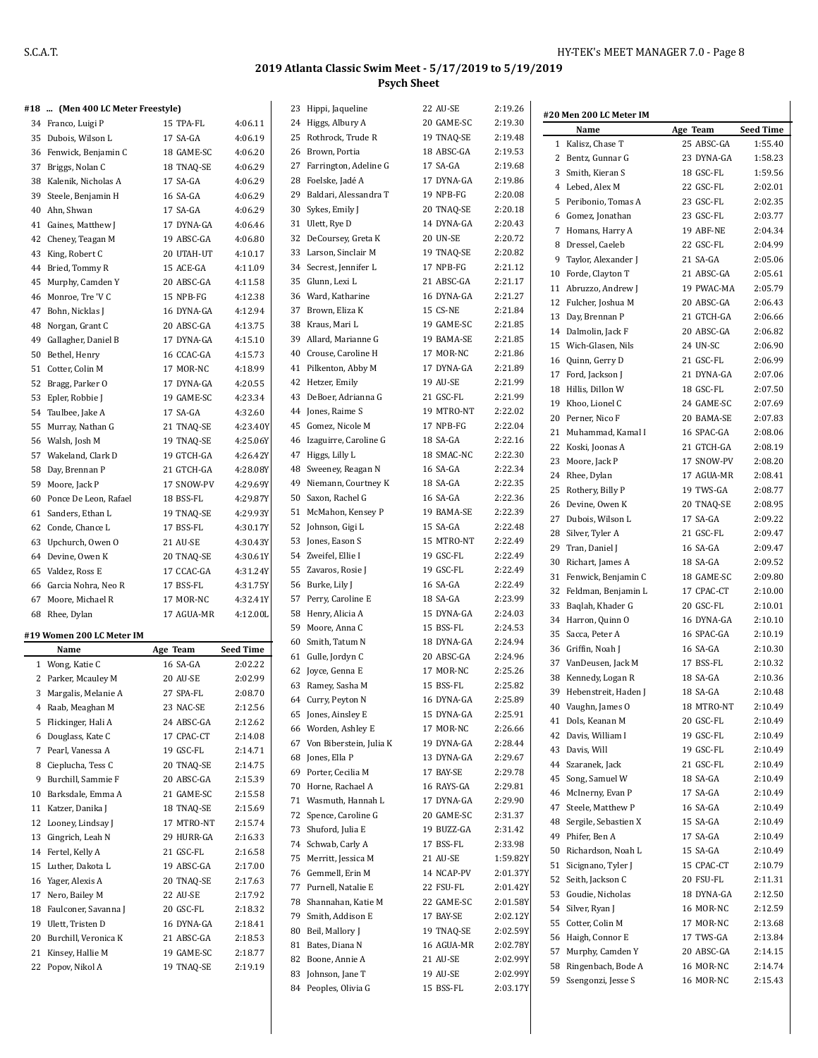## 2019 Atlanta Classic Swim Meet - 5/17/2019 to 5/19/2019

### Psych Sheet

#### #18 ... (Men 400 LC Meter Freestyle)

| # | Name | Age | Team | Seed Time |
|---|---|---|---|---|
| 34 | Franco, Luigi P | 15 | TPA-FL | 4:06.11 |
| 35 | Dubois, Wilson L | 17 | SA-GA | 4:06.19 |
| 36 | Fenwick, Benjamin C | 18 | GAME-SC | 4:06.20 |
| 37 | Briggs, Nolan C | 18 | TNAQ-SE | 4:06.29 |
| 38 | Kalenik, Nicholas A | 17 | SA-GA | 4:06.29 |
| 39 | Steele, Benjamin H | 16 | SA-GA | 4:06.29 |
| 40 | Ahn, Shwan | 17 | SA-GA | 4:06.29 |
| 41 | Gaines, Matthew J | 17 | DYNA-GA | 4:06.46 |
| 42 | Cheney, Teagan M | 19 | ABSC-GA | 4:06.80 |
| 43 | King, Robert C | 20 | UTAH-UT | 4:10.17 |
| 44 | Bried, Tommy R | 15 | ACE-GA | 4:11.09 |
| 45 | Murphy, Camden Y | 20 | ABSC-GA | 4:11.58 |
| 46 | Monroe, Tre 'V C | 15 | NPB-FG | 4:12.38 |
| 47 | Bohn, Nicklas J | 16 | DYNA-GA | 4:12.94 |
| 48 | Norgan, Grant C | 20 | ABSC-GA | 4:13.75 |
| 49 | Gallagher, Daniel B | 17 | DYNA-GA | 4:15.10 |
| 50 | Bethel, Henry | 16 | CCAC-GA | 4:15.73 |
| 51 | Cotter, Colin M | 17 | MOR-NC | 4:18.99 |
| 52 | Bragg, Parker O | 17 | DYNA-GA | 4:20.55 |
| 53 | Epler, Robbie J | 19 | GAME-SC | 4:23.34 |
| 54 | Taulbee, Jake A | 17 | SA-GA | 4:32.60 |
| 55 | Murray, Nathan G | 21 | TNAQ-SE | 4:23.40Y |
| 56 | Walsh, Josh M | 19 | TNAQ-SE | 4:25.06Y |
| 57 | Wakeland, Clark D | 19 | GTCH-GA | 4:26.42Y |
| 58 | Day, Brennan P | 21 | GTCH-GA | 4:28.08Y |
| 59 | Moore, Jack P | 17 | SNOW-PV | 4:29.69Y |
| 60 | Ponce De Leon, Rafael | 18 | BSS-FL | 4:29.87Y |
| 61 | Sanders, Ethan L | 19 | TNAQ-SE | 4:29.93Y |
| 62 | Conde, Chance L | 17 | BSS-FL | 4:30.17Y |
| 63 | Upchurch, Owen O | 21 | AU-SE | 4:30.43Y |
| 64 | Devine, Owen K | 20 | TNAQ-SE | 4:30.61Y |
| 65 | Valdez, Ross E | 17 | CCAC-GA | 4:31.24Y |
| 66 | Garcia Nohra, Neo R | 17 | BSS-FL | 4:31.75Y |
| 67 | Moore, Michael R | 17 | MOR-NC | 4:32.41Y |
| 68 | Rhee, Dylan | 17 | AGUA-MR | 4:12.00L |

#### #19 Women 200 LC Meter IM

| # | Name | Age | Team | Seed Time |
|---|---|---|---|---|
| 1 | Wong, Katie C | 16 | SA-GA | 2:02.22 |
| 2 | Parker, Mcauley M | 20 | AU-SE | 2:02.99 |
| 3 | Margalis, Melanie A | 27 | SPA-FL | 2:08.70 |
| 4 | Raab, Meaghan M | 23 | NAC-SE | 2:12.56 |
| 5 | Flickinger, Hali A | 24 | ABSC-GA | 2:12.62 |
| 6 | Douglass, Kate C | 17 | CPAC-CT | 2:14.08 |
| 7 | Pearl, Vanessa A | 19 | GSC-FL | 2:14.71 |
| 8 | Cieplucha, Tess C | 20 | TNAQ-SE | 2:14.75 |
| 9 | Burchill, Sammie F | 20 | ABSC-GA | 2:15.39 |
| 10 | Barksdale, Emma A | 21 | GAME-SC | 2:15.58 |
| 11 | Katzer, Danika J | 18 | TNAQ-SE | 2:15.69 |
| 12 | Looney, Lindsay J | 17 | MTRO-NT | 2:15.74 |
| 13 | Gingrich, Leah N | 29 | HURR-GA | 2:16.33 |
| 14 | Fertel, Kelly A | 21 | GSC-FL | 2:16.58 |
| 15 | Luther, Dakota L | 19 | ABSC-GA | 2:17.00 |
| 16 | Yager, Alexis A | 20 | TNAQ-SE | 2:17.63 |
| 17 | Nero, Bailey M | 22 | AU-SE | 2:17.92 |
| 18 | Faulconer, Savanna J | 20 | GSC-FL | 2:18.32 |
| 19 | Ulett, Tristen D | 16 | DYNA-GA | 2:18.41 |
| 20 | Burchill, Veronica K | 21 | ABSC-GA | 2:18.53 |
| 21 | Kinsey, Hallie M | 19 | GAME-SC | 2:18.77 |
| 22 | Popov, Nikol A | 19 | TNAQ-SE | 2:19.19 |
| 23 | Hippi, Jaqueline | 22 | AU-SE | 2:19.26 |
| 24 | Higgs, Albury A | 20 | GAME-SC | 2:19.30 |
| 25 | Rothrock, Trude R | 19 | TNAQ-SE | 2:19.48 |
| 26 | Brown, Portia | 18 | ABSC-GA | 2:19.53 |
| 27 | Farrington, Adeline G | 17 | SA-GA | 2:19.68 |
| 28 | Foelske, Jadé A | 17 | DYNA-GA | 2:19.86 |
| 29 | Baldari, Alessandra T | 19 | NPB-FG | 2:20.08 |
| 30 | Sykes, Emily J | 20 | TNAQ-SE | 2:20.18 |
| 31 | Ulett, Rye D | 14 | DYNA-GA | 2:20.43 |
| 32 | DeCoursey, Greta K | 20 | UN-SE | 2:20.72 |
| 33 | Larson, Sinclair M | 19 | TNAQ-SE | 2:20.82 |
| 34 | Secrest, Jennifer L | 17 | NPB-FG | 2:21.12 |
| 35 | Glunn, Lexi L | 21 | ABSC-GA | 2:21.17 |
| 36 | Ward, Katharine | 16 | DYNA-GA | 2:21.27 |
| 37 | Brown, Eliza K | 15 | CS-NE | 2:21.84 |
| 38 | Kraus, Mari L | 19 | GAME-SC | 2:21.85 |
| 39 | Allard, Marianne G | 19 | BAMA-SE | 2:21.85 |
| 40 | Crouse, Caroline H | 17 | MOR-NC | 2:21.86 |
| 41 | Pilkenton, Abby M | 17 | DYNA-GA | 2:21.89 |
| 42 | Hetzer, Emily | 19 | AU-SE | 2:21.99 |
| 43 | DeBoer, Adrianna G | 21 | GSC-FL | 2:21.99 |
| 44 | Jones, Raime S | 19 | MTRO-NT | 2:22.02 |
| 45 | Gomez, Nicole M | 17 | NPB-FG | 2:22.04 |
| 46 | Izaguirre, Caroline G | 18 | SA-GA | 2:22.16 |
| 47 | Higgs, Lilly L | 18 | SMAC-NC | 2:22.30 |
| 48 | Sweeney, Reagan N | 16 | SA-GA | 2:22.34 |
| 49 | Niemann, Courtney K | 18 | SA-GA | 2:22.35 |
| 50 | Saxon, Rachel G | 16 | SA-GA | 2:22.36 |
| 51 | McMahon, Kensey P | 19 | BAMA-SE | 2:22.39 |
| 52 | Johnson, Gigi L | 15 | SA-GA | 2:22.48 |
| 53 | Jones, Eason S | 15 | MTRO-NT | 2:22.49 |
| 54 | Zweifel, Ellie I | 19 | GSC-FL | 2:22.49 |
| 55 | Zavaros, Rosie J | 19 | GSC-FL | 2:22.49 |
| 56 | Burke, Lily J | 16 | SA-GA | 2:22.49 |
| 57 | Perry, Caroline E | 18 | SA-GA | 2:23.99 |
| 58 | Henry, Alicia A | 15 | DYNA-GA | 2:24.03 |
| 59 | Moore, Anna C | 15 | BSS-FL | 2:24.53 |
| 60 | Smith, Tatum N | 18 | DYNA-GA | 2:24.94 |
| 61 | Gulle, Jordyn C | 20 | ABSC-GA | 2:24.96 |
| 62 | Joyce, Genna E | 17 | MOR-NC | 2:25.26 |
| 63 | Ramey, Sasha M | 15 | BSS-FL | 2:25.82 |
| 64 | Curry, Peyton N | 16 | DYNA-GA | 2:25.89 |
| 65 | Jones, Ainsley E | 15 | DYNA-GA | 2:25.91 |
| 66 | Worden, Ashley E | 17 | MOR-NC | 2:26.66 |
| 67 | Von Biberstein, Julia K | 19 | DYNA-GA | 2:28.44 |
| 68 | Jones, Ella P | 13 | DYNA-GA | 2:29.67 |
| 69 | Porter, Cecilia M | 17 | BAY-SE | 2:29.78 |
| 70 | Horne, Rachael A | 16 | RAYS-GA | 2:29.81 |
| 71 | Wasmuth, Hannah L | 17 | DYNA-GA | 2:29.90 |
| 72 | Spence, Caroline G | 20 | GAME-SC | 2:31.37 |
| 73 | Shuford, Julia E | 19 | BUZZ-GA | 2:31.42 |
| 74 | Schwab, Carly A | 17 | BSS-FL | 2:33.98 |
| 75 | Merritt, Jessica M | 21 | AU-SE | 1:59.82Y |
| 76 | Gemmell, Erin M | 14 | NCAP-PV | 2:01.37Y |
| 77 | Purnell, Natalie E | 22 | FSU-FL | 2:01.42Y |
| 78 | Shannahan, Katie M | 22 | GAME-SC | 2:01.58Y |
| 79 | Smith, Addison E | 17 | BAY-SE | 2:02.12Y |
| 80 | Beil, Mallory J | 19 | TNAQ-SE | 2:02.59Y |
| 81 | Bates, Diana N | 16 | AGUA-MR | 2:02.78Y |
| 82 | Boone, Annie A | 21 | AU-SE | 2:02.99Y |
| 83 | Johnson, Jane T | 19 | AU-SE | 2:02.99Y |
| 84 | Peoples, Olivia G | 15 | BSS-FL | 2:03.17Y |

#### #20 Men 200 LC Meter IM

| # | Name | Age | Team | Seed Time |
|---|---|---|---|---|
| 1 | Kalisz, Chase T | 25 | ABSC-GA | 1:55.40 |
| 2 | Bentz, Gunnar G | 23 | DYNA-GA | 1:58.23 |
| 3 | Smith, Kieran S | 18 | GSC-FL | 1:59.56 |
| 4 | Lebed, Alex M | 22 | GSC-FL | 2:02.01 |
| 5 | Peribonio, Tomas A | 23 | GSC-FL | 2:02.35 |
| 6 | Gomez, Jonathan | 23 | GSC-FL | 2:03.77 |
| 7 | Homans, Harry A | 19 | ABF-NE | 2:04.34 |
| 8 | Dressel, Caeleb | 22 | GSC-FL | 2:04.99 |
| 9 | Taylor, Alexander J | 21 | SA-GA | 2:05.06 |
| 10 | Forde, Clayton T | 21 | ABSC-GA | 2:05.61 |
| 11 | Abruzzo, Andrew J | 19 | PWAC-MA | 2:05.79 |
| 12 | Fulcher, Joshua M | 20 | ABSC-GA | 2:06.43 |
| 13 | Day, Brennan P | 21 | GTCH-GA | 2:06.66 |
| 14 | Dalmolin, Jack F | 20 | ABSC-GA | 2:06.82 |
| 15 | Wich-Glasen, Nils | 24 | UN-SC | 2:06.90 |
| 16 | Quinn, Gerry D | 21 | GSC-FL | 2:06.99 |
| 17 | Ford, Jackson J | 21 | DYNA-GA | 2:07.06 |
| 18 | Hillis, Dillon W | 18 | GSC-FL | 2:07.50 |
| 19 | Khoo, Lionel C | 24 | GAME-SC | 2:07.69 |
| 20 | Perner, Nico F | 20 | BAMA-SE | 2:07.83 |
| 21 | Muhammad, Kamal I | 16 | SPAC-GA | 2:08.06 |
| 22 | Koski, Joonas A | 21 | GTCH-GA | 2:08.19 |
| 23 | Moore, Jack P | 17 | SNOW-PV | 2:08.20 |
| 24 | Rhee, Dylan | 17 | AGUA-MR | 2:08.41 |
| 25 | Rothery, Billy P | 19 | TWS-GA | 2:08.77 |
| 26 | Devine, Owen K | 20 | TNAQ-SE | 2:08.95 |
| 27 | Dubois, Wilson L | 17 | SA-GA | 2:09.22 |
| 28 | Silver, Tyler A | 21 | GSC-FL | 2:09.47 |
| 29 | Tran, Daniel J | 16 | SA-GA | 2:09.47 |
| 30 | Richart, James A | 18 | SA-GA | 2:09.52 |
| 31 | Fenwick, Benjamin C | 18 | GAME-SC | 2:09.80 |
| 32 | Feldman, Benjamin L | 17 | CPAC-CT | 2:10.00 |
| 33 | Baqlah, Khader G | 20 | GSC-FL | 2:10.01 |
| 34 | Harron, Quinn O | 16 | DYNA-GA | 2:10.10 |
| 35 | Sacca, Peter A | 16 | SPAC-GA | 2:10.19 |
| 36 | Griffin, Noah J | 16 | SA-GA | 2:10.30 |
| 37 | VanDeusen, Jack M | 17 | BSS-FL | 2:10.32 |
| 38 | Kennedy, Logan R | 18 | SA-GA | 2:10.36 |
| 39 | Hebenstreit, Haden J | 18 | SA-GA | 2:10.48 |
| 40 | Vaughn, James O | 18 | MTRO-NT | 2:10.49 |
| 41 | Dols, Keanan M | 20 | GSC-FL | 2:10.49 |
| 42 | Davis, William I | 19 | GSC-FL | 2:10.49 |
| 43 | Davis, Will | 19 | GSC-FL | 2:10.49 |
| 44 | Szaranek, Jack | 21 | GSC-FL | 2:10.49 |
| 45 | Song, Samuel W | 18 | SA-GA | 2:10.49 |
| 46 | McInerny, Evan P | 17 | SA-GA | 2:10.49 |
| 47 | Steele, Matthew P | 16 | SA-GA | 2:10.49 |
| 48 | Sergile, Sebastien X | 15 | SA-GA | 2:10.49 |
| 49 | Phifer, Ben A | 17 | SA-GA | 2:10.49 |
| 50 | Richardson, Noah L | 15 | SA-GA | 2:10.49 |
| 51 | Sicignano, Tyler J | 15 | CPAC-CT | 2:10.79 |
| 52 | Seith, Jackson C | 20 | FSU-FL | 2:11.31 |
| 53 | Goudie, Nicholas | 18 | DYNA-GA | 2:12.50 |
| 54 | Silver, Ryan J | 16 | MOR-NC | 2:12.59 |
| 55 | Cotter, Colin M | 17 | MOR-NC | 2:13.68 |
| 56 | Haigh, Connor E | 17 | TWS-GA | 2:13.84 |
| 57 | Murphy, Camden Y | 20 | ABSC-GA | 2:14.15 |
| 58 | Ringenbach, Bode A | 16 | MOR-NC | 2:14.74 |
| 59 | Ssengonzi, Jesse S | 16 | MOR-NC | 2:15.43 |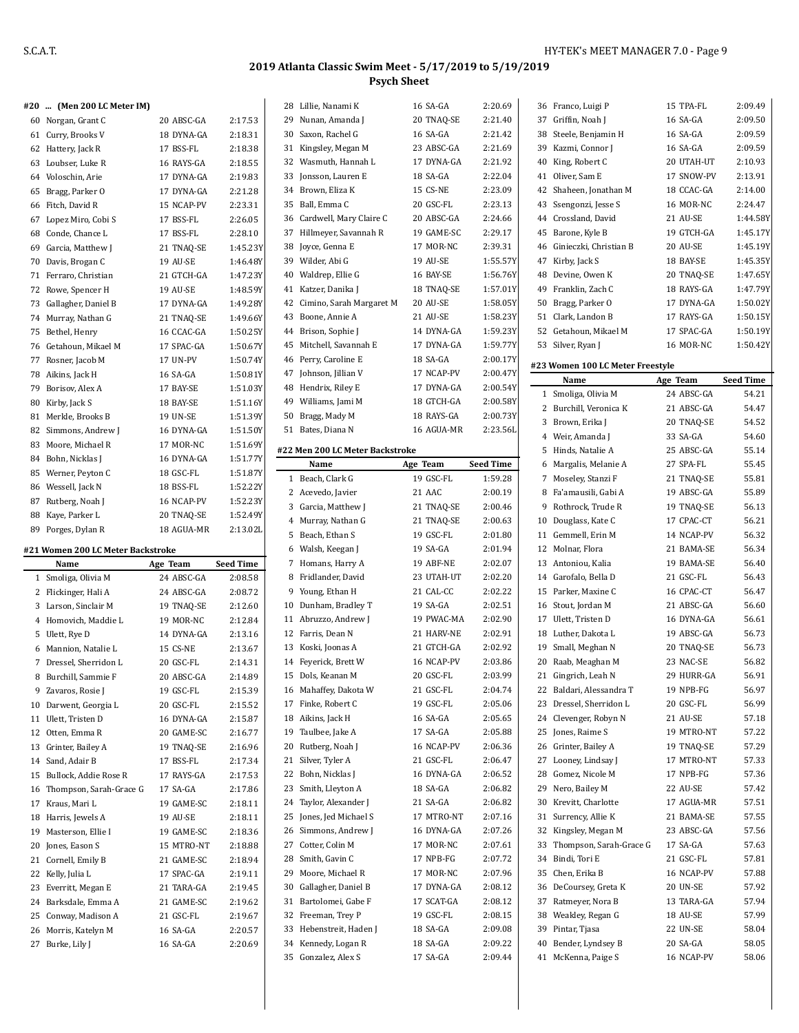## 2019 Atlanta Classic Swim Meet - 5/17/2019 to 5/19/2019

### Psych Sheet

#### #20 ... (Men 200 LC Meter IM)

| | Name | Age | Team | Seed Time |
|---|---|---|---|---|
| 60 | Norgan, Grant C | 20 | ABSC-GA | 2:17.53 |
| 61 | Curry, Brooks V | 18 | DYNA-GA | 2:18.31 |
| 62 | Hattery, Jack R | 17 | BSS-FL | 2:18.38 |
| 63 | Loubser, Luke R | 16 | RAYS-GA | 2:18.55 |
| 64 | Voloschin, Arie | 17 | DYNA-GA | 2:19.83 |
| 65 | Bragg, Parker O | 17 | DYNA-GA | 2:21.28 |
| 66 | Fitch, David R | 15 | NCAP-PV | 2:23.31 |
| 67 | Lopez Miro, Cobi S | 17 | BSS-FL | 2:26.05 |
| 68 | Conde, Chance L | 17 | BSS-FL | 2:28.10 |
| 69 | Garcia, Matthew J | 21 | TNAQ-SE | 1:45.23Y |
| 70 | Davis, Brogan C | 19 | AU-SE | 1:46.48Y |
| 71 | Ferraro, Christian | 21 | CCAC-GA | 1:47.23Y |
| 72 | Rowe, Spencer H | 19 | AU-SE | 1:48.59Y |
| 73 | Gallagher, Daniel B | 17 | DYNA-GA | 1:49.28Y |
| 74 | Murray, Nathan G | 21 | TNAQ-SE | 1:49.66Y |
| 75 | Bethel, Henry | 16 | CCAC-GA | 1:50.25Y |
| 76 | Getahoun, Mikael M | 17 | SPAC-GA | 1:50.67Y |
| 77 | Rosner, Jacob M | 17 | UN-PV | 1:50.74Y |
| 78 | Aikins, Jack H | 16 | SA-GA | 1:50.81Y |
| 79 | Borisov, Alex A | 17 | BAY-SE | 1:51.03Y |
| 80 | Kirby, Jack S | 18 | BAY-SE | 1:51.16Y |
| 81 | Merkle, Brooks B | 19 | UN-SE | 1:51.39Y |
| 82 | Simmons, Andrew J | 16 | DYNA-GA | 1:51.50Y |
| 83 | Moore, Michael R | 17 | MOR-NC | 1:51.69Y |
| 84 | Bohn, Nicklas J | 16 | DYNA-GA | 1:51.77Y |
| 85 | Werner, Peyton C | 18 | GSC-FL | 1:51.87Y |
| 86 | Wessell, Jack N | 18 | BSS-FL | 1:52.22Y |
| 87 | Rutberg, Noah J | 16 | NCAP-PV | 1:52.23Y |
| 88 | Kaye, Parker L | 20 | TNAQ-SE | 1:52.49Y |
| 89 | Porges, Dylan R | 18 | AGUA-MR | 2:13.02L |

#### #21 Women 200 LC Meter Backstroke

| | Name | Age | Team | Seed Time |
|---|---|---|---|---|
| 1 | Smoliga, Olivia M | 24 | ABSC-GA | 2:08.58 |
| 2 | Flickinger, Hali A | 24 | ABSC-GA | 2:08.72 |
| 3 | Larson, Sinclair M | 19 | TNAQ-SE | 2:12.60 |
| 4 | Homovich, Maddie L | 19 | MOR-NC | 2:12.84 |
| 5 | Ulett, Rye D | 14 | DYNA-GA | 2:13.16 |
| 6 | Mannion, Natalie L | 15 | CS-NE | 2:13.67 |
| 7 | Dressel, Sherridon L | 20 | GSC-FL | 2:14.31 |
| 8 | Burchill, Sammie F | 20 | ABSC-GA | 2:14.89 |
| 9 | Zavaros, Rosie J | 19 | GSC-FL | 2:15.39 |
| 10 | Darwent, Georgia L | 20 | GSC-FL | 2:15.52 |
| 11 | Ulett, Tristen D | 16 | DYNA-GA | 2:15.87 |
| 12 | Otten, Emma R | 20 | GAME-SC | 2:16.77 |
| 13 | Grinter, Bailey A | 19 | TNAQ-SE | 2:16.96 |
| 14 | Sand, Adair B | 17 | BSS-FL | 2:17.34 |
| 15 | Bullock, Addie Rose R | 17 | RAYS-GA | 2:17.53 |
| 16 | Thompson, Sarah-Grace G | 17 | SA-GA | 2:17.86 |
| 17 | Kraus, Mari L | 19 | GAME-SC | 2:18.11 |
| 18 | Harris, Jewels A | 19 | AU-SE | 2:18.11 |
| 19 | Masterson, Ellie I | 19 | GAME-SC | 2:18.36 |
| 20 | Jones, Eason S | 15 | MTRO-NT | 2:18.88 |
| 21 | Cornell, Emily B | 21 | GAME-SC | 2:18.94 |
| 22 | Kelly, Julia L | 17 | SPAC-GA | 2:19.11 |
| 23 | Everritt, Megan E | 21 | TARA-GA | 2:19.45 |
| 24 | Barksdale, Emma A | 21 | GAME-SC | 2:19.62 |
| 25 | Conway, Madison A | 21 | GSC-FL | 2:19.67 |
| 26 | Morris, Katelyn M | 16 | SA-GA | 2:20.57 |
| 27 | Burke, Lily J | 16 | SA-GA | 2:20.69 |
| 28 | Lillie, Nanami K | 16 | SA-GA | 2:20.69 |
| 29 | Nunan, Amanda J | 20 | TNAQ-SE | 2:21.40 |
| 30 | Saxon, Rachel G | 16 | SA-GA | 2:21.42 |
| 31 | Kingsley, Megan M | 23 | ABSC-GA | 2:21.69 |
| 32 | Wasmuth, Hannah L | 17 | DYNA-GA | 2:21.92 |
| 33 | Jonsson, Lauren E | 18 | SA-GA | 2:22.04 |
| 34 | Brown, Eliza K | 15 | CS-NE | 2:23.09 |
| 35 | Ball, Emma C | 20 | GSC-FL | 2:23.13 |
| 36 | Cardwell, Mary Claire C | 20 | ABSC-GA | 2:24.66 |
| 37 | Hillmeyer, Savannah R | 19 | GAME-SC | 2:29.17 |
| 38 | Joyce, Genna E | 17 | MOR-NC | 2:39.31 |
| 39 | Wilder, Abi G | 19 | AU-SE | 1:55.57Y |
| 40 | Waldrep, Ellie G | 16 | BAY-SE | 1:56.76Y |
| 41 | Katzer, Danika J | 18 | TNAQ-SE | 1:57.01Y |
| 42 | Cimino, Sarah Margaret M | 20 | AU-SE | 1:58.05Y |
| 43 | Boone, Annie A | 21 | AU-SE | 1:58.23Y |
| 44 | Brison, Sophie J | 14 | DYNA-GA | 1:59.23Y |
| 45 | Mitchell, Savannah E | 17 | DYNA-GA | 1:59.77Y |
| 46 | Perry, Caroline E | 18 | SA-GA | 2:00.17Y |
| 47 | Johnson, Jillian V | 17 | NCAP-PV | 2:00.47Y |
| 48 | Hendrix, Riley E | 17 | DYNA-GA | 2:00.54Y |
| 49 | Williams, Jami M | 18 | GTCH-GA | 2:00.58Y |
| 50 | Bragg, Mady M | 18 | RAYS-GA | 2:00.73Y |
| 51 | Bates, Diana N | 16 | AGUA-MR | 2:23.56L |

#### #22 Men 200 LC Meter Backstroke

| | Name | Age | Team | Seed Time |
|---|---|---|---|---|
| 1 | Beach, Clark G | 19 | GSC-FL | 1:59.28 |
| 2 | Acevedo, Javier | 21 | AAC | 2:00.19 |
| 3 | Garcia, Matthew J | 21 | TNAQ-SE | 2:00.46 |
| 4 | Murray, Nathan G | 21 | TNAQ-SE | 2:00.63 |
| 5 | Beach, Ethan S | 19 | GSC-FL | 2:01.80 |
| 6 | Walsh, Keegan J | 19 | SA-GA | 2:01.94 |
| 7 | Homans, Harry A | 19 | ABF-NE | 2:02.07 |
| 8 | Fridlander, David | 23 | UTAH-UT | 2:02.20 |
| 9 | Young, Ethan H | 21 | CAL-CC | 2:02.22 |
| 10 | Dunham, Bradley T | 19 | SA-GA | 2:02.51 |
| 11 | Abruzzo, Andrew J | 19 | PWAC-MA | 2:02.90 |
| 12 | Farris, Dean N | 21 | HARV-NE | 2:02.91 |
| 13 | Koski, Joonas A | 21 | GTCH-GA | 2:02.92 |
| 14 | Feyerick, Brett W | 16 | NCAP-PV | 2:03.86 |
| 15 | Dols, Keanan M | 20 | GSC-FL | 2:03.99 |
| 16 | Mahaffey, Dakota W | 21 | GSC-FL | 2:04.74 |
| 17 | Finke, Robert C | 19 | GSC-FL | 2:05.06 |
| 18 | Aikins, Jack H | 16 | SA-GA | 2:05.65 |
| 19 | Taulbee, Jake A | 17 | SA-GA | 2:05.88 |
| 20 | Rutberg, Noah J | 16 | NCAP-PV | 2:06.36 |
| 21 | Silver, Tyler A | 21 | GSC-FL | 2:06.47 |
| 22 | Bohn, Nicklas J | 16 | DYNA-GA | 2:06.52 |
| 23 | Smith, Lleyton A | 18 | SA-GA | 2:06.82 |
| 24 | Taylor, Alexander J | 21 | SA-GA | 2:06.82 |
| 25 | Jones, Jed Michael S | 17 | MTRO-NT | 2:07.16 |
| 26 | Simmons, Andrew J | 16 | DYNA-GA | 2:07.26 |
| 27 | Cotter, Colin M | 17 | MOR-NC | 2:07.61 |
| 28 | Smith, Gavin C | 17 | NPB-FG | 2:07.72 |
| 29 | Moore, Michael R | 17 | MOR-NC | 2:07.96 |
| 30 | Gallagher, Daniel B | 17 | DYNA-GA | 2:08.12 |
| 31 | Bartolomei, Gabe F | 17 | SCAT-GA | 2:08.12 |
| 32 | Freeman, Trey P | 19 | GSC-FL | 2:08.15 |
| 33 | Hebenstreit, Haden J | 18 | SA-GA | 2:09.08 |
| 34 | Kennedy, Logan R | 18 | SA-GA | 2:09.22 |
| 35 | Gonzalez, Alex S | 17 | SA-GA | 2:09.44 |
| 36 | Franco, Luigi P | 15 | TPA-FL | 2:09.49 |
| 37 | Griffin, Noah J | 16 | SA-GA | 2:09.50 |
| 38 | Steele, Benjamin H | 16 | SA-GA | 2:09.59 |
| 39 | Kazmi, Connor J | 16 | SA-GA | 2:09.59 |
| 40 | King, Robert C | 20 | UTAH-UT | 2:10.93 |
| 41 | Oliver, Sam E | 17 | SNOW-PV | 2:13.91 |
| 42 | Shaheen, Jonathan M | 18 | CCAC-GA | 2:14.00 |
| 43 | Ssengonzi, Jesse S | 16 | MOR-NC | 2:24.47 |
| 44 | Crossland, David | 21 | AU-SE | 1:44.58Y |
| 45 | Barone, Kyle B | 19 | GTCH-GA | 1:45.17Y |
| 46 | Ginieczki, Christian B | 20 | AU-SE | 1:45.19Y |
| 47 | Kirby, Jack S | 18 | BAY-SE | 1:45.35Y |
| 48 | Devine, Owen K | 20 | TNAQ-SE | 1:47.65Y |
| 49 | Franklin, Zach C | 18 | RAYS-GA | 1:47.79Y |
| 50 | Bragg, Parker O | 17 | DYNA-GA | 1:50.02Y |
| 51 | Clark, Landon B | 17 | RAYS-GA | 1:50.15Y |
| 52 | Getahoun, Mikael M | 17 | SPAC-GA | 1:50.19Y |
| 53 | Silver, Ryan J | 16 | MOR-NC | 1:50.42Y |

#### #23 Women 100 LC Meter Freestyle

| | Name | Age | Team | Seed Time |
|---|---|---|---|---|
| 1 | Smoliga, Olivia M | 24 | ABSC-GA | 54.21 |
| 2 | Burchill, Veronica K | 21 | ABSC-GA | 54.47 |
| 3 | Brown, Erika J | 20 | TNAQ-SE | 54.52 |
| 4 | Weir, Amanda J | 33 | SA-GA | 54.60 |
| 5 | Hinds, Natalie A | 25 | ABSC-GA | 55.14 |
| 6 | Margalis, Melanie A | 27 | SPA-FL | 55.45 |
| 7 | Moseley, Stanzi F | 21 | TNAQ-SE | 55.81 |
| 8 | Fa'amausili, Gabi A | 19 | ABSC-GA | 55.89 |
| 9 | Rothrock, Trude R | 19 | TNAQ-SE | 56.13 |
| 10 | Douglass, Kate C | 17 | CPAC-CT | 56.21 |
| 11 | Gemmell, Erin M | 14 | NCAP-PV | 56.32 |
| 12 | Molnar, Flora | 21 | BAMA-SE | 56.34 |
| 13 | Antoniou, Kalia | 19 | BAMA-SE | 56.40 |
| 14 | Garofalo, Bella D | 21 | GSC-FL | 56.43 |
| 15 | Parker, Maxine C | 16 | CPAC-CT | 56.47 |
| 16 | Stout, Jordan M | 21 | ABSC-GA | 56.60 |
| 17 | Ulett, Tristen D | 16 | DYNA-GA | 56.61 |
| 18 | Luther, Dakota L | 19 | ABSC-GA | 56.73 |
| 19 | Small, Meghan N | 20 | TNAQ-SE | 56.73 |
| 20 | Raab, Meaghan M | 23 | NAC-SE | 56.82 |
| 21 | Gingrich, Leah N | 29 | HURR-GA | 56.91 |
| 22 | Baldari, Alessandra T | 19 | NPB-FG | 56.97 |
| 23 | Dressel, Sherridon L | 20 | GSC-FL | 56.99 |
| 24 | Clevenger, Robyn N | 21 | AU-SE | 57.18 |
| 25 | Jones, Raime S | 19 | MTRO-NT | 57.22 |
| 26 | Grinter, Bailey A | 19 | TNAQ-SE | 57.29 |
| 27 | Looney, Lindsay J | 17 | MTRO-NT | 57.33 |
| 28 | Gomez, Nicole M | 17 | NPB-FG | 57.36 |
| 29 | Nero, Bailey M | 22 | AU-SE | 57.42 |
| 30 | Krevitt, Charlotte | 17 | AGUA-MR | 57.51 |
| 31 | Surrency, Allie K | 21 | BAMA-SE | 57.55 |
| 32 | Kingsley, Megan M | 23 | ABSC-GA | 57.56 |
| 33 | Thompson, Sarah-Grace G | 17 | SA-GA | 57.63 |
| 34 | Bindi, Tori E | 21 | GSC-FL | 57.81 |
| 35 | Chen, Erika B | 16 | NCAP-PV | 57.88 |
| 36 | DeCoursey, Greta K | 20 | UN-SE | 57.92 |
| 37 | Ratmeyer, Nora B | 13 | TARA-GA | 57.94 |
| 38 | Weakley, Regan G | 18 | AU-SE | 57.99 |
| 39 | Pintar, Tjasa | 22 | UN-SE | 58.04 |
| 40 | Bender, Lyndsey B | 20 | SA-GA | 58.05 |
| 41 | McKenna, Paige S | 16 | NCAP-PV | 58.06 |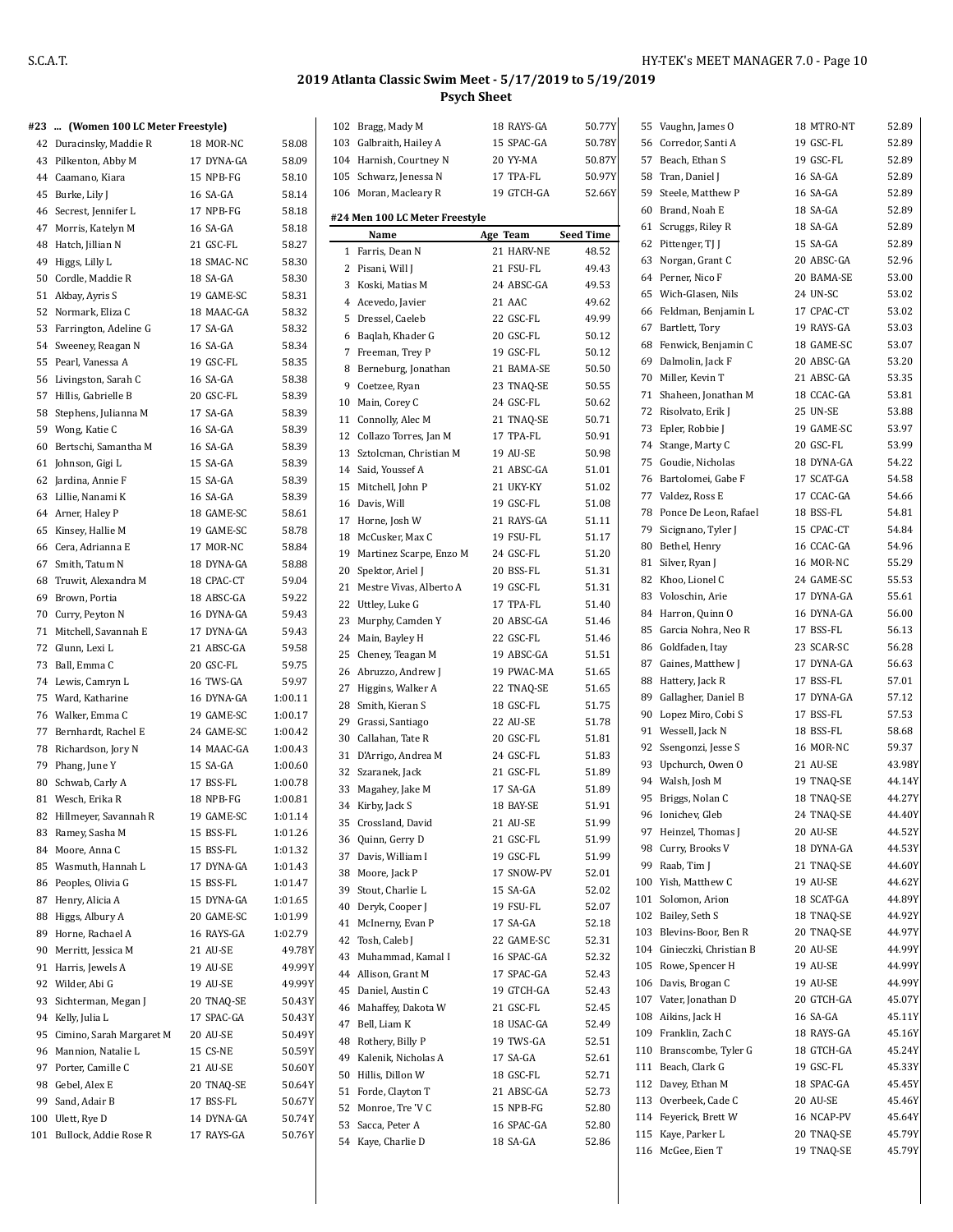## 2019 Atlanta Classic Swim Meet - 5/17/2019 to 5/19/2019

### Psych Sheet

#### #23 ... (Women 100 LC Meter Freestyle)

| | Name | Age | Team | Seed Time |
|---|---|---|---|---|
| 42 | Duracinsky, Maddie R | 18 | MOR-NC | 58.08 |
| 43 | Pilkenton, Abby M | 17 | DYNA-GA | 58.09 |
| 44 | Caamano, Kiara | 15 | NPB-FG | 58.10 |
| 45 | Burke, Lily J | 16 | SA-GA | 58.14 |
| 46 | Secrest, Jennifer L | 17 | NPB-FG | 58.18 |
| 47 | Morris, Katelyn M | 16 | SA-GA | 58.18 |
| 48 | Hatch, Jillian N | 21 | GSC-FL | 58.27 |
| 49 | Higgs, Lilly L | 18 | SMAC-NC | 58.30 |
| 50 | Cordle, Maddie R | 18 | SA-GA | 58.30 |
| 51 | Akbay, Ayris S | 19 | GAME-SC | 58.31 |
| 52 | Normark, Eliza C | 18 | MAAC-GA | 58.32 |
| 53 | Farrington, Adeline G | 17 | SA-GA | 58.32 |
| 54 | Sweeney, Reagan N | 16 | SA-GA | 58.34 |
| 55 | Pearl, Vanessa A | 19 | GSC-FL | 58.35 |
| 56 | Livingston, Sarah C | 16 | SA-GA | 58.38 |
| 57 | Hillis, Gabrielle B | 20 | GSC-FL | 58.39 |
| 58 | Stephens, Julianna M | 17 | SA-GA | 58.39 |
| 59 | Wong, Katie C | 16 | SA-GA | 58.39 |
| 60 | Bertschi, Samantha M | 16 | SA-GA | 58.39 |
| 61 | Johnson, Gigi L | 15 | SA-GA | 58.39 |
| 62 | Jardina, Annie F | 15 | SA-GA | 58.39 |
| 63 | Lillie, Nanami K | 16 | SA-GA | 58.39 |
| 64 | Arner, Haley P | 18 | GAME-SC | 58.61 |
| 65 | Kinsey, Hallie M | 19 | GAME-SC | 58.78 |
| 66 | Cera, Adrianna E | 17 | MOR-NC | 58.84 |
| 67 | Smith, Tatum N | 18 | DYNA-GA | 58.88 |
| 68 | Truwit, Alexandra M | 18 | CPAC-CT | 59.04 |
| 69 | Brown, Portia | 18 | ABSC-GA | 59.22 |
| 70 | Curry, Peyton N | 16 | DYNA-GA | 59.43 |
| 71 | Mitchell, Savannah E | 17 | DYNA-GA | 59.43 |
| 72 | Glunn, Lexi L | 21 | ABSC-GA | 59.58 |
| 73 | Ball, Emma C | 20 | GSC-FL | 59.75 |
| 74 | Lewis, Camryn L | 16 | TWS-GA | 59.97 |
| 75 | Ward, Katharine | 16 | DYNA-GA | 1:00.11 |
| 76 | Walker, Emma C | 19 | GAME-SC | 1:00.17 |
| 77 | Bernhardt, Rachel E | 24 | GAME-SC | 1:00.42 |
| 78 | Richardson, Jory N | 14 | MAAC-GA | 1:00.43 |
| 79 | Phang, June Y | 15 | SA-GA | 1:00.60 |
| 80 | Schwab, Carly A | 17 | BSS-FL | 1:00.78 |
| 81 | Wesch, Erika R | 18 | NPB-FG | 1:00.81 |
| 82 | Hillmeyer, Savannah R | 19 | GAME-SC | 1:01.14 |
| 83 | Ramey, Sasha M | 15 | BSS-FL | 1:01.26 |
| 84 | Moore, Anna C | 15 | BSS-FL | 1:01.32 |
| 85 | Wasmuth, Hannah L | 17 | DYNA-GA | 1:01.43 |
| 86 | Peoples, Olivia G | 15 | BSS-FL | 1:01.47 |
| 87 | Henry, Alicia A | 15 | DYNA-GA | 1:01.65 |
| 88 | Higgs, Albury A | 20 | GAME-SC | 1:01.99 |
| 89 | Horne, Rachael A | 16 | RAYS-GA | 1:02.79 |
| 90 | Merritt, Jessica M | 21 | AU-SE | 49.78Y |
| 91 | Harris, Jewels A | 19 | AU-SE | 49.99Y |
| 92 | Wilder, Abi G | 19 | AU-SE | 49.99Y |
| 93 | Sichterman, Megan J | 20 | TNAQ-SE | 50.43Y |
| 94 | Kelly, Julia L | 17 | SPAC-GA | 50.43Y |
| 95 | Cimino, Sarah Margaret M | 20 | AU-SE | 50.49Y |
| 96 | Mannion, Natalie L | 15 | CS-NE | 50.59Y |
| 97 | Porter, Camille C | 21 | AU-SE | 50.60Y |
| 98 | Gebel, Alex E | 20 | TNAQ-SE | 50.64Y |
| 99 | Sand, Adair B | 17 | BSS-FL | 50.67Y |
| 100 | Ulett, Rye D | 14 | DYNA-GA | 50.74Y |
| 101 | Bullock, Addie Rose R | 17 | RAYS-GA | 50.76Y |
| 102 | Bragg, Mady M | 18 | RAYS-GA | 50.77Y |
| 103 | Galbraith, Hailey A | 15 | SPAC-GA | 50.78Y |
| 104 | Harnish, Courtney N | 20 | YY-MA | 50.87Y |
| 105 | Schwarz, Jenessa N | 17 | TPA-FL | 50.97Y |
| 106 | Moran, Macleary R | 19 | GTCH-GA | 52.66Y |

#### #24 Men 100 LC Meter Freestyle

| | Name | Age | Team | Seed Time |
|---|---|---|---|---|
| 1 | Farris, Dean N | 21 | HARV-NE | 48.52 |
| 2 | Pisani, Will J | 21 | FSU-FL | 49.43 |
| 3 | Koski, Matias M | 24 | ABSC-GA | 49.53 |
| 4 | Acevedo, Javier | 21 | AAC | 49.62 |
| 5 | Dressel, Caeleb | 22 | GSC-FL | 49.99 |
| 6 | Baqlah, Khader G | 20 | GSC-FL | 50.12 |
| 7 | Freeman, Trey P | 19 | GSC-FL | 50.12 |
| 8 | Berneburg, Jonathan | 21 | BAMA-SE | 50.50 |
| 9 | Coetzee, Ryan | 23 | TNAQ-SE | 50.55 |
| 10 | Main, Corey C | 24 | GSC-FL | 50.62 |
| 11 | Connolly, Alec M | 21 | TNAQ-SE | 50.71 |
| 12 | Collazo Torres, Jan M | 17 | TPA-FL | 50.91 |
| 13 | Sztolcman, Christian M | 19 | AU-SE | 50.98 |
| 14 | Said, Youssef A | 21 | ABSC-GA | 51.01 |
| 15 | Mitchell, John P | 21 | UKY-KY | 51.02 |
| 16 | Davis, Will | 19 | GSC-FL | 51.08 |
| 17 | Horne, Josh W | 21 | RAYS-GA | 51.11 |
| 18 | McCusker, Max C | 19 | FSU-FL | 51.17 |
| 19 | Martinez Scarpe, Enzo M | 24 | GSC-FL | 51.20 |
| 20 | Spektor, Ariel J | 20 | BSS-FL | 51.31 |
| 21 | Mestre Vivas, Alberto A | 19 | GSC-FL | 51.31 |
| 22 | Uttley, Luke G | 17 | TPA-FL | 51.40 |
| 23 | Murphy, Camden Y | 20 | ABSC-GA | 51.46 |
| 24 | Main, Bayley H | 22 | GSC-FL | 51.46 |
| 25 | Cheney, Teagan M | 19 | ABSC-GA | 51.51 |
| 26 | Abruzzo, Andrew J | 19 | PWAC-MA | 51.65 |
| 27 | Higgins, Walker A | 22 | TNAQ-SE | 51.65 |
| 28 | Smith, Kieran S | 18 | GSC-FL | 51.75 |
| 29 | Grassi, Santiago | 22 | AU-SE | 51.78 |
| 30 | Callahan, Tate R | 20 | GSC-FL | 51.81 |
| 31 | D'Arrigo, Andrea M | 24 | GSC-FL | 51.83 |
| 32 | Szaranek, Jack | 21 | GSC-FL | 51.89 |
| 33 | Magahey, Jake M | 17 | SA-GA | 51.89 |
| 34 | Kirby, Jack S | 18 | BAY-SE | 51.91 |
| 35 | Crossland, David | 21 | AU-SE | 51.99 |
| 36 | Quinn, Gerry D | 21 | GSC-FL | 51.99 |
| 37 | Davis, William I | 19 | GSC-FL | 51.99 |
| 38 | Moore, Jack P | 17 | SNOW-PV | 52.01 |
| 39 | Stout, Charlie L | 15 | SA-GA | 52.02 |
| 40 | Deryk, Cooper J | 19 | FSU-FL | 52.07 |
| 41 | McInerny, Evan P | 17 | SA-GA | 52.18 |
| 42 | Tosh, Caleb J | 22 | GAME-SC | 52.31 |
| 43 | Muhammad, Kamal I | 16 | SPAC-GA | 52.32 |
| 44 | Allison, Grant M | 17 | SPAC-GA | 52.43 |
| 45 | Daniel, Austin C | 19 | GTCH-GA | 52.43 |
| 46 | Mahaffey, Dakota W | 21 | GSC-FL | 52.45 |
| 47 | Bell, Liam K | 18 | USAC-GA | 52.49 |
| 48 | Rothery, Billy P | 19 | TWS-GA | 52.51 |
| 49 | Kalenik, Nicholas A | 17 | SA-GA | 52.61 |
| 50 | Hillis, Dillon W | 18 | GSC-FL | 52.71 |
| 51 | Forde, Clayton T | 21 | ABSC-GA | 52.73 |
| 52 | Monroe, Tre 'V C | 15 | NPB-FG | 52.80 |
| 53 | Sacca, Peter A | 16 | SPAC-GA | 52.80 |
| 54 | Kaye, Charlie D | 18 | SA-GA | 52.86 |
| 55 | Vaughn, James O | 18 | MTRO-NT | 52.89 |
| 56 | Corredor, Santi A | 19 | GSC-FL | 52.89 |
| 57 | Beach, Ethan S | 19 | GSC-FL | 52.89 |
| 58 | Tran, Daniel J | 16 | SA-GA | 52.89 |
| 59 | Steele, Matthew P | 16 | SA-GA | 52.89 |
| 60 | Brand, Noah E | 18 | SA-GA | 52.89 |
| 61 | Scruggs, Riley R | 18 | SA-GA | 52.89 |
| 62 | Pittenger, TJ J | 15 | SA-GA | 52.89 |
| 63 | Norgan, Grant C | 20 | ABSC-GA | 52.96 |
| 64 | Perner, Nico F | 20 | BAMA-SE | 53.00 |
| 65 | Wich-Glasen, Nils | 24 | UN-SC | 53.02 |
| 66 | Feldman, Benjamin L | 17 | CPAC-CT | 53.02 |
| 67 | Bartlett, Tory | 19 | RAYS-GA | 53.03 |
| 68 | Fenwick, Benjamin C | 18 | GAME-SC | 53.07 |
| 69 | Dalmolin, Jack F | 20 | ABSC-GA | 53.20 |
| 70 | Miller, Kevin T | 21 | ABSC-GA | 53.35 |
| 71 | Shaheen, Jonathan M | 18 | CCAC-GA | 53.81 |
| 72 | Risolvato, Erik J | 25 | UN-SE | 53.88 |
| 73 | Epler, Robbie J | 19 | GAME-SC | 53.97 |
| 74 | Stange, Marty C | 20 | GSC-FL | 53.99 |
| 75 | Goudie, Nicholas | 18 | DYNA-GA | 54.22 |
| 76 | Bartolomei, Gabe F | 17 | SCAT-GA | 54.58 |
| 77 | Valdez, Ross E | 17 | CCAC-GA | 54.66 |
| 78 | Ponce De Leon, Rafael | 18 | BSS-FL | 54.81 |
| 79 | Sicignano, Tyler J | 15 | CPAC-CT | 54.84 |
| 80 | Bethel, Henry | 16 | CCAC-GA | 54.96 |
| 81 | Silver, Ryan J | 16 | MOR-NC | 55.29 |
| 82 | Khoo, Lionel C | 24 | GAME-SC | 55.53 |
| 83 | Voloschin, Arie | 17 | DYNA-GA | 55.61 |
| 84 | Harron, Quinn O | 16 | DYNA-GA | 56.00 |
| 85 | Garcia Nohra, Neo R | 17 | BSS-FL | 56.13 |
| 86 | Goldfaden, Itay | 23 | SCAR-SC | 56.28 |
| 87 | Gaines, Matthew J | 17 | DYNA-GA | 56.63 |
| 88 | Hattery, Jack R | 17 | BSS-FL | 57.01 |
| 89 | Gallagher, Daniel B | 17 | DYNA-GA | 57.12 |
| 90 | Lopez Miro, Cobi S | 17 | BSS-FL | 57.53 |
| 91 | Wessell, Jack N | 18 | BSS-FL | 58.68 |
| 92 | Ssengonzi, Jesse S | 16 | MOR-NC | 59.37 |
| 93 | Upchurch, Owen O | 21 | AU-SE | 43.98Y |
| 94 | Walsh, Josh M | 19 | TNAQ-SE | 44.14Y |
| 95 | Briggs, Nolan C | 18 | TNAQ-SE | 44.27Y |
| 96 | Ionichev, Gleb | 24 | TNAQ-SE | 44.40Y |
| 97 | Heinzel, Thomas J | 20 | AU-SE | 44.52Y |
| 98 | Curry, Brooks V | 18 | DYNA-GA | 44.53Y |
| 99 | Raab, Tim J | 21 | TNAQ-SE | 44.60Y |
| 100 | Yish, Matthew C | 19 | AU-SE | 44.62Y |
| 101 | Solomon, Arion | 18 | SCAT-GA | 44.89Y |
| 102 | Bailey, Seth S | 18 | TNAQ-SE | 44.92Y |
| 103 | Blevins-Boor, Ben R | 20 | TNAQ-SE | 44.97Y |
| 104 | Ginieczki, Christian B | 20 | AU-SE | 44.99Y |
| 105 | Rowe, Spencer H | 19 | AU-SE | 44.99Y |
| 106 | Davis, Brogan C | 19 | AU-SE | 44.99Y |
| 107 | Vater, Jonathan D | 20 | GTCH-GA | 45.07Y |
| 108 | Aikins, Jack H | 16 | SA-GA | 45.11Y |
| 109 | Franklin, Zach C | 18 | RAYS-GA | 45.16Y |
| 110 | Branscombe, Tyler G | 18 | GTCH-GA | 45.24Y |
| 111 | Beach, Clark G | 19 | GSC-FL | 45.33Y |
| 112 | Davey, Ethan M | 18 | SPAC-GA | 45.45Y |
| 113 | Overbeek, Cade C | 20 | AU-SE | 45.46Y |
| 114 | Feyerick, Brett W | 16 | NCAP-PV | 45.64Y |
| 115 | Kaye, Parker L | 20 | TNAQ-SE | 45.79Y |
| 116 | McGee, Eien T | 19 | TNAQ-SE | 45.79Y |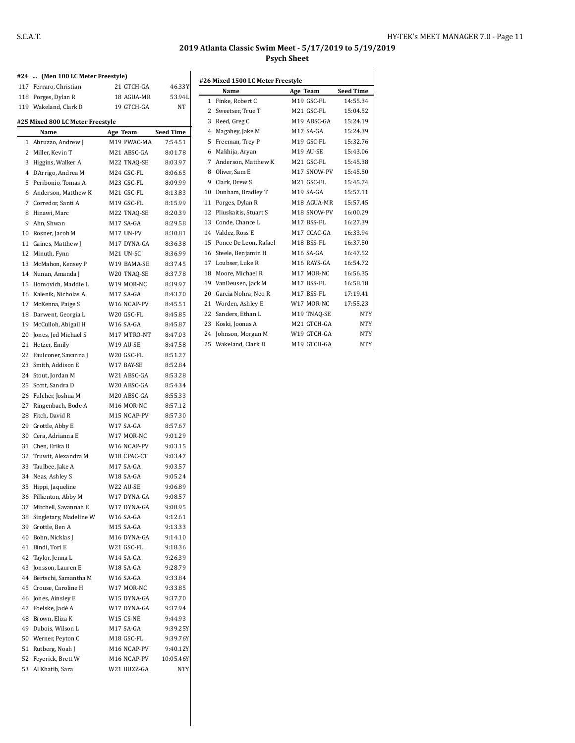## 2019 Atlanta Classic Swim Meet - 5/17/2019 to 5/19/2019

### Psych Sheet

**#24 ... (Men 100 LC Meter Freestyle)**

| | | | | |
|---|---|---|---|---|
| 117 | Ferraro, Christian | 21 | GTCH-GA | 46.33Y |
| 118 | Porges, Dylan R | 18 | AGUA-MR | 53.94L |
| 119 | Wakeland, Clark D | 19 | GTCH-GA | NT |

**#25 Mixed 800 LC Meter Freestyle**

| | Name | Age | Team | Seed Time |
|---|---|---|---|---|
| 1 | Abruzzo, Andrew J | M19 | PWAC-MA | 7:54.51 |
| 2 | Miller, Kevin T | M21 | ABSC-GA | 8:01.78 |
| 3 | Higgins, Walker A | M22 | TNAQ-SE | 8:03.97 |
| 4 | D'Arrigo, Andrea M | M24 | GSC-FL | 8:06.65 |
| 5 | Peribonio, Tomas A | M23 | GSC-FL | 8:09.99 |
| 6 | Anderson, Matthew K | M21 | GSC-FL | 8:13.83 |
| 7 | Corredor, Santi A | M19 | GSC-FL | 8:15.99 |
| 8 | Hinawi, Marc | M22 | TNAQ-SE | 8:20.39 |
| 9 | Ahn, Shwan | M17 | SA-GA | 8:29.58 |
| 10 | Rosner, Jacob M | M17 | UN-PV | 8:30.81 |
| 11 | Gaines, Matthew J | M17 | DYNA-GA | 8:36.38 |
| 12 | Minuth, Fynn | M21 | UN-SC | 8:36.99 |
| 13 | McMahon, Kensey P | W19 | BAMA-SE | 8:37.45 |
| 14 | Nunan, Amanda J | W20 | TNAQ-SE | 8:37.78 |
| 15 | Homovich, Maddie L | W19 | MOR-NC | 8:39.97 |
| 16 | Kalenik, Nicholas A | M17 | SA-GA | 8:43.70 |
| 17 | McKenna, Paige S | W16 | NCAP-PV | 8:45.51 |
| 18 | Darwent, Georgia L | W20 | GSC-FL | 8:45.85 |
| 19 | McCulloh, Abigail H | W16 | SA-GA | 8:45.87 |
| 20 | Jones, Jed Michael S | M17 | MTRO-NT | 8:47.03 |
| 21 | Hetzer, Emily | W19 | AU-SE | 8:47.58 |
| 22 | Faulconer, Savanna J | W20 | GSC-FL | 8:51.27 |
| 23 | Smith, Addison E | W17 | BAY-SE | 8:52.84 |
| 24 | Stout, Jordan M | W21 | ABSC-GA | 8:53.28 |
| 25 | Scott, Sandra D | W20 | ABSC-GA | 8:54.34 |
| 26 | Fulcher, Joshua M | M20 | ABSC-GA | 8:55.33 |
| 27 | Ringenbach, Bode A | M16 | MOR-NC | 8:57.12 |
| 28 | Fitch, David R | M15 | NCAP-PV | 8:57.30 |
| 29 | Grottle, Abby E | W17 | SA-GA | 8:57.67 |
| 30 | Cera, Adrianna E | W17 | MOR-NC | 9:01.29 |
| 31 | Chen, Erika B | W16 | NCAP-PV | 9:03.15 |
| 32 | Truwit, Alexandra M | W18 | CPAC-CT | 9:03.47 |
| 33 | Taulbee, Jake A | M17 | SA-GA | 9:03.57 |
| 34 | Neas, Ashley S | W18 | SA-GA | 9:05.24 |
| 35 | Hippi, Jaqueline | W22 | AU-SE | 9:06.89 |
| 36 | Pilkenton, Abby M | W17 | DYNA-GA | 9:08.57 |
| 37 | Mitchell, Savannah E | W17 | DYNA-GA | 9:08.95 |
| 38 | Singletary, Madeline W | W16 | SA-GA | 9:12.61 |
| 39 | Grottle, Ben A | M15 | SA-GA | 9:13.33 |
| 40 | Bohn, Nicklas J | M16 | DYNA-GA | 9:14.10 |
| 41 | Bindi, Tori E | W21 | GSC-FL | 9:18.36 |
| 42 | Taylor, Jenna L | W14 | SA-GA | 9:26.39 |
| 43 | Jonsson, Lauren E | W18 | SA-GA | 9:28.79 |
| 44 | Bertschi, Samantha M | W16 | SA-GA | 9:33.84 |
| 45 | Crouse, Caroline H | W17 | MOR-NC | 9:33.85 |
| 46 | Jones, Ainsley E | W15 | DYNA-GA | 9:37.70 |
| 47 | Foelske, Jadé A | W17 | DYNA-GA | 9:37.94 |
| 48 | Brown, Eliza K | W15 | CS-NE | 9:44.93 |
| 49 | Dubois, Wilson L | M17 | SA-GA | 9:39.25Y |
| 50 | Werner, Peyton C | M18 | GSC-FL | 9:39.76Y |
| 51 | Rutberg, Noah J | M16 | NCAP-PV | 9:40.12Y |
| 52 | Feyerick, Brett W | M16 | NCAP-PV | 10:05.46Y |
| 53 | Al Khatib, Sara | W21 | BUZZ-GA | NTY |

**#26 Mixed 1500 LC Meter Freestyle**

| | Name | Age | Team | Seed Time |
|---|---|---|---|---|
| 1 | Finke, Robert C | M19 | GSC-FL | 14:55.34 |
| 2 | Sweetser, True T | M21 | GSC-FL | 15:04.52 |
| 3 | Reed, Greg C | M19 | ABSC-GA | 15:24.19 |
| 4 | Magahey, Jake M | M17 | SA-GA | 15:24.39 |
| 5 | Freeman, Trey P | M19 | GSC-FL | 15:32.76 |
| 6 | Makhija, Aryan | M19 | AU-SE | 15:43.06 |
| 7 | Anderson, Matthew K | M21 | GSC-FL | 15:45.38 |
| 8 | Oliver, Sam E | M17 | SNOW-PV | 15:45.50 |
| 9 | Clark, Drew S | M21 | GSC-FL | 15:45.74 |
| 10 | Dunham, Bradley T | M19 | SA-GA | 15:57.11 |
| 11 | Porges, Dylan R | M18 | AGUA-MR | 15:57.45 |
| 12 | Pliuskaitis, Stuart S | M18 | SNOW-PV | 16:00.29 |
| 13 | Conde, Chance L | M17 | BSS-FL | 16:27.39 |
| 14 | Valdez, Ross E | M17 | CCAC-GA | 16:33.94 |
| 15 | Ponce De Leon, Rafael | M18 | BSS-FL | 16:37.50 |
| 16 | Steele, Benjamin H | M16 | SA-GA | 16:47.52 |
| 17 | Loubser, Luke R | M16 | RAYS-GA | 16:54.72 |
| 18 | Moore, Michael R | M17 | MOR-NC | 16:56.35 |
| 19 | VanDeusen, Jack M | M17 | BSS-FL | 16:58.18 |
| 20 | Garcia Nohra, Neo R | M17 | BSS-FL | 17:19.41 |
| 21 | Worden, Ashley E | W17 | MOR-NC | 17:55.23 |
| 22 | Sanders, Ethan L | M19 | TNAQ-SE | NTY |
| 23 | Koski, Joonas A | M21 | GTCH-GA | NTY |
| 24 | Johnson, Morgan M | W19 | GTCH-GA | NTY |
| 25 | Wakeland, Clark D | M19 | GTCH-GA | NTY |